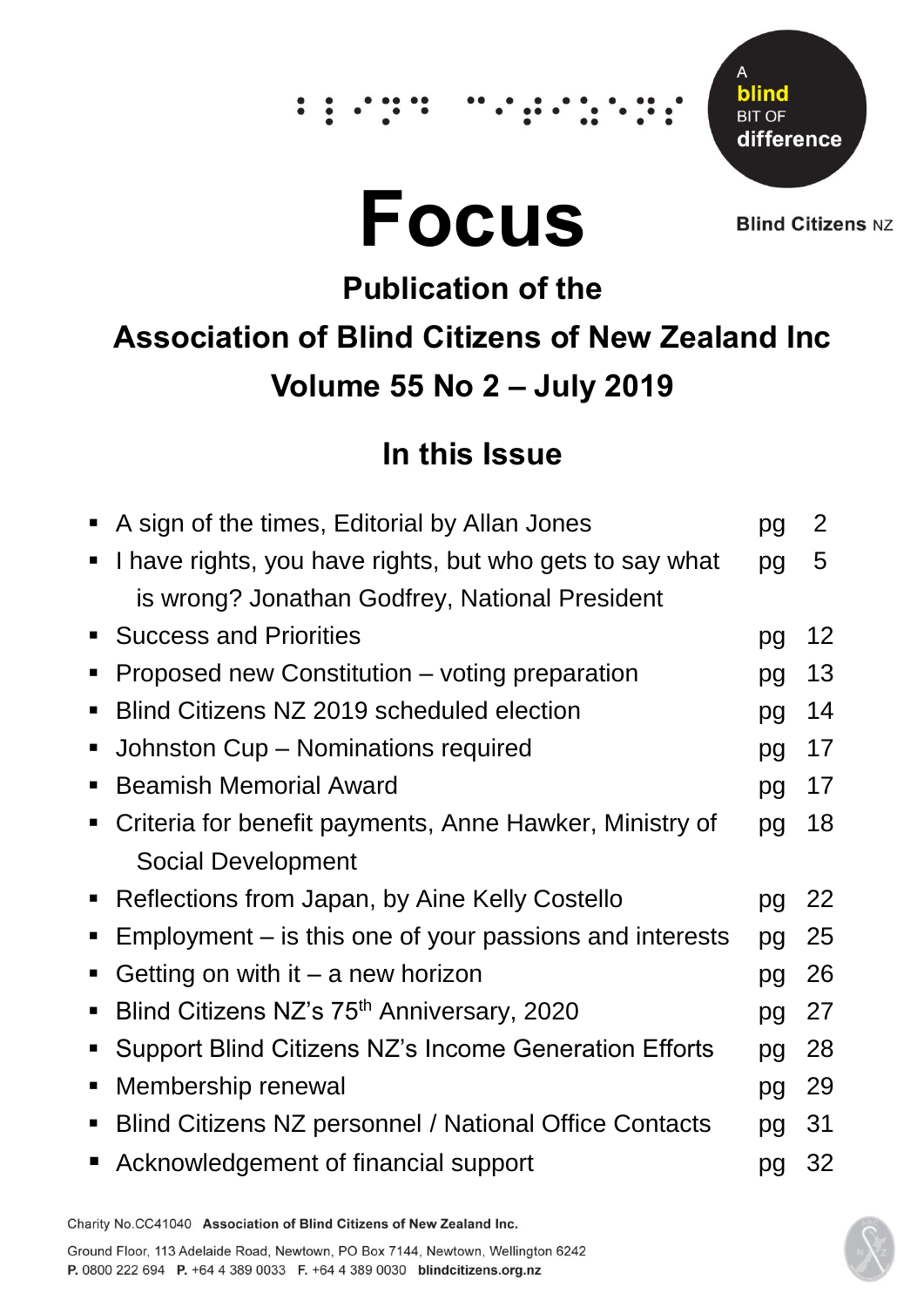A **blind** BIT OF **difference**

# Focus

**Blind Citizens** NZ

## Publication of the

## Association of Blind Citizens of New Zealand Inc

## Volume 55 No 2 – July 2019

## In this Issue

- A sign of the times, Editorial by Allan Jones pg 2
- I have rights, you have rights, but who gets to say what is wrong? Jonathan Godfrey, National President pg 5
- Success and Priorities pg 12
- Proposed new Constitution – voting preparation pg 13
- Blind Citizens NZ 2019 scheduled election pg 14
- Johnston Cup – Nominations required pg 17
- Beamish Memorial Award pg 17
- Criteria for benefit payments, Anne Hawker, Ministry of Social Development pg 18
- Reflections from Japan, by Aine Kelly Costello pg 22
- Employment – is this one of your passions and interests pg 25
- Getting on with it – a new horizon pg 26
- Blind Citizens NZ's 75th Anniversary, 2020 pg 27
- Support Blind Citizens NZ's Income Generation Efforts pg 28
- Membership renewal pg 29
- Blind Citizens NZ personnel / National Office Contacts pg 31
- Acknowledgement of financial support pg 32

Charity No.CC41040 **Association of Blind Citizens of New Zealand Inc.**

Ground Floor, 113 Adelaide Road, Newtown, PO Box 7144, Newtown, Wellington 6242
**P.** 0800 222 694 **P.** +64 4 389 0033 **F.** +64 4 389 0030 **blindcitizens.org.nz**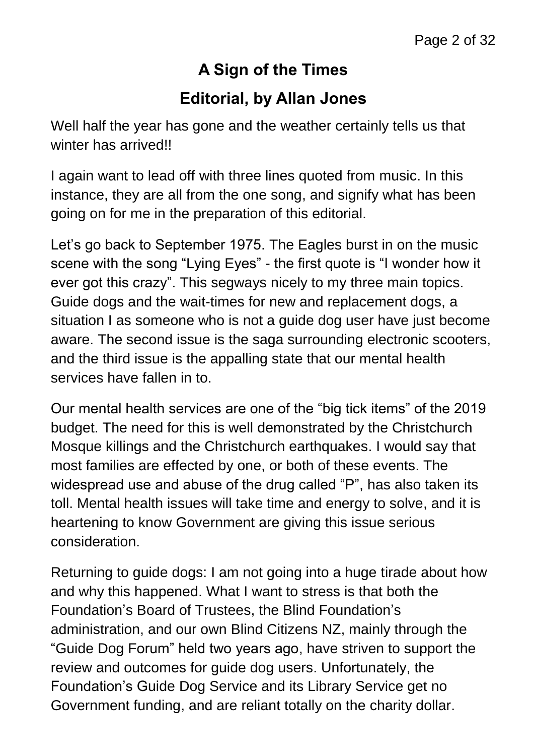# A Sign of the Times

## Editorial, by Allan Jones

Well half the year has gone and the weather certainly tells us that winter has arrived!!

I again want to lead off with three lines quoted from music. In this instance, they are all from the one song, and signify what has been going on for me in the preparation of this editorial.

Let's go back to September 1975. The Eagles burst in on the music scene with the song "Lying Eyes" - the first quote is "I wonder how it ever got this crazy". This segways nicely to my three main topics. Guide dogs and the wait-times for new and replacement dogs, a situation I as someone who is not a guide dog user have just become aware. The second issue is the saga surrounding electronic scooters, and the third issue is the appalling state that our mental health services have fallen in to.

Our mental health services are one of the "big tick items" of the 2019 budget. The need for this is well demonstrated by the Christchurch Mosque killings and the Christchurch earthquakes. I would say that most families are effected by one, or both of these events. The widespread use and abuse of the drug called "P", has also taken its toll. Mental health issues will take time and energy to solve, and it is heartening to know Government are giving this issue serious consideration.

Returning to guide dogs: I am not going into a huge tirade about how and why this happened. What I want to stress is that both the Foundation's Board of Trustees, the Blind Foundation's administration, and our own Blind Citizens NZ, mainly through the "Guide Dog Forum" held two years ago, have striven to support the review and outcomes for guide dog users. Unfortunately, the Foundation's Guide Dog Service and its Library Service get no Government funding, and are reliant totally on the charity dollar.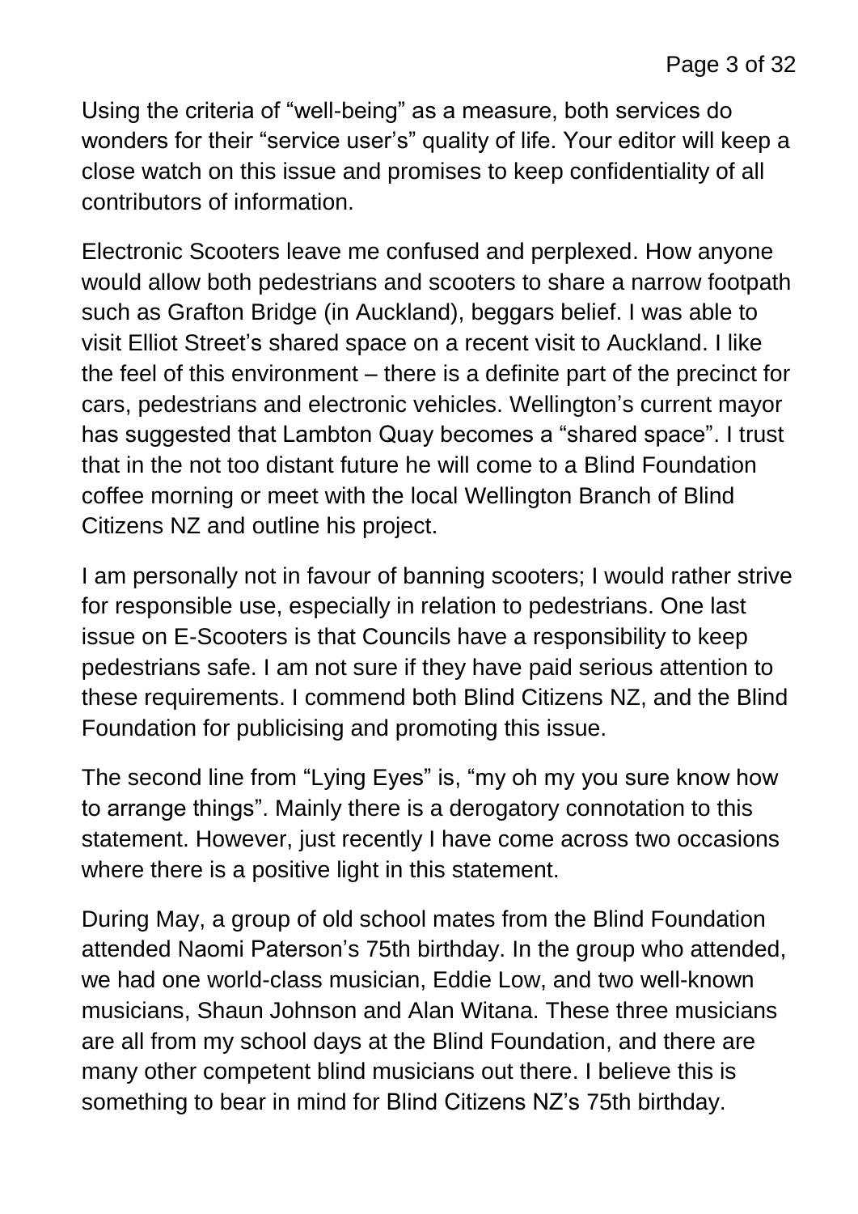Using the criteria of "well-being" as a measure, both services do wonders for their "service user's" quality of life. Your editor will keep a close watch on this issue and promises to keep confidentiality of all contributors of information.

Electronic Scooters leave me confused and perplexed. How anyone would allow both pedestrians and scooters to share a narrow footpath such as Grafton Bridge (in Auckland), beggars belief. I was able to visit Elliot Street's shared space on a recent visit to Auckland. I like the feel of this environment – there is a definite part of the precinct for cars, pedestrians and electronic vehicles. Wellington's current mayor has suggested that Lambton Quay becomes a "shared space". I trust that in the not too distant future he will come to a Blind Foundation coffee morning or meet with the local Wellington Branch of Blind Citizens NZ and outline his project.

I am personally not in favour of banning scooters; I would rather strive for responsible use, especially in relation to pedestrians. One last issue on E-Scooters is that Councils have a responsibility to keep pedestrians safe. I am not sure if they have paid serious attention to these requirements. I commend both Blind Citizens NZ, and the Blind Foundation for publicising and promoting this issue.

The second line from "Lying Eyes" is, "my oh my you sure know how to arrange things". Mainly there is a derogatory connotation to this statement. However, just recently I have come across two occasions where there is a positive light in this statement.

During May, a group of old school mates from the Blind Foundation attended Naomi Paterson's 75th birthday. In the group who attended, we had one world-class musician, Eddie Low, and two well-known musicians, Shaun Johnson and Alan Witana. These three musicians are all from my school days at the Blind Foundation, and there are many other competent blind musicians out there. I believe this is something to bear in mind for Blind Citizens NZ's 75th birthday.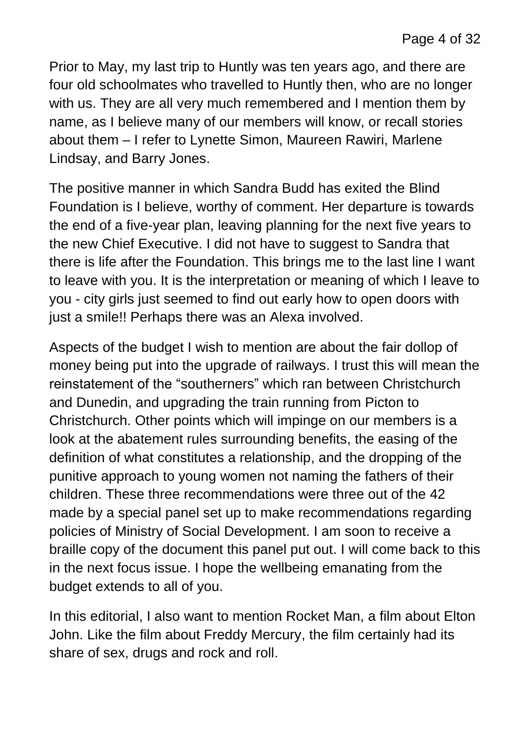Prior to May, my last trip to Huntly was ten years ago, and there are four old schoolmates who travelled to Huntly then, who are no longer with us. They are all very much remembered and I mention them by name, as I believe many of our members will know, or recall stories about them – I refer to Lynette Simon, Maureen Rawiri, Marlene Lindsay, and Barry Jones.

The positive manner in which Sandra Budd has exited the Blind Foundation is I believe, worthy of comment. Her departure is towards the end of a five-year plan, leaving planning for the next five years to the new Chief Executive. I did not have to suggest to Sandra that there is life after the Foundation. This brings me to the last line I want to leave with you. It is the interpretation or meaning of which I leave to you - city girls just seemed to find out early how to open doors with just a smile!! Perhaps there was an Alexa involved.

Aspects of the budget I wish to mention are about the fair dollop of money being put into the upgrade of railways. I trust this will mean the reinstatement of the "southerners" which ran between Christchurch and Dunedin, and upgrading the train running from Picton to Christchurch. Other points which will impinge on our members is a look at the abatement rules surrounding benefits, the easing of the definition of what constitutes a relationship, and the dropping of the punitive approach to young women not naming the fathers of their children. These three recommendations were three out of the 42 made by a special panel set up to make recommendations regarding policies of Ministry of Social Development. I am soon to receive a braille copy of the document this panel put out. I will come back to this in the next focus issue. I hope the wellbeing emanating from the budget extends to all of you.

In this editorial, I also want to mention Rocket Man, a film about Elton John. Like the film about Freddy Mercury, the film certainly had its share of sex, drugs and rock and roll.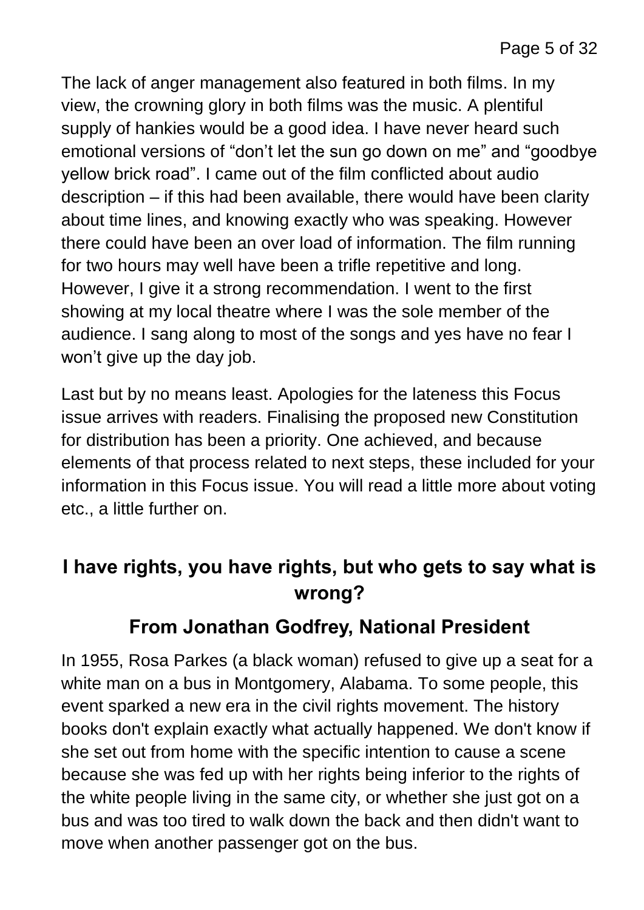The lack of anger management also featured in both films. In my view, the crowning glory in both films was the music. A plentiful supply of hankies would be a good idea. I have never heard such emotional versions of “don’t let the sun go down on me” and “goodbye yellow brick road”. I came out of the film conflicted about audio description – if this had been available, there would have been clarity about time lines, and knowing exactly who was speaking. However there could have been an over load of information. The film running for two hours may well have been a trifle repetitive and long. However, I give it a strong recommendation. I went to the first showing at my local theatre where I was the sole member of the audience. I sang along to most of the songs and yes have no fear I won’t give up the day job.

Last but by no means least. Apologies for the lateness this Focus issue arrives with readers. Finalising the proposed new Constitution for distribution has been a priority. One achieved, and because elements of that process related to next steps, these included for your information in this Focus issue. You will read a little more about voting etc., a little further on.

## I have rights, you have rights, but who gets to say what is wrong?

### From Jonathan Godfrey, National President

In 1955, Rosa Parkes (a black woman) refused to give up a seat for a white man on a bus in Montgomery, Alabama. To some people, this event sparked a new era in the civil rights movement. The history books don't explain exactly what actually happened. We don't know if she set out from home with the specific intention to cause a scene because she was fed up with her rights being inferior to the rights of the white people living in the same city, or whether she just got on a bus and was too tired to walk down the back and then didn't want to move when another passenger got on the bus.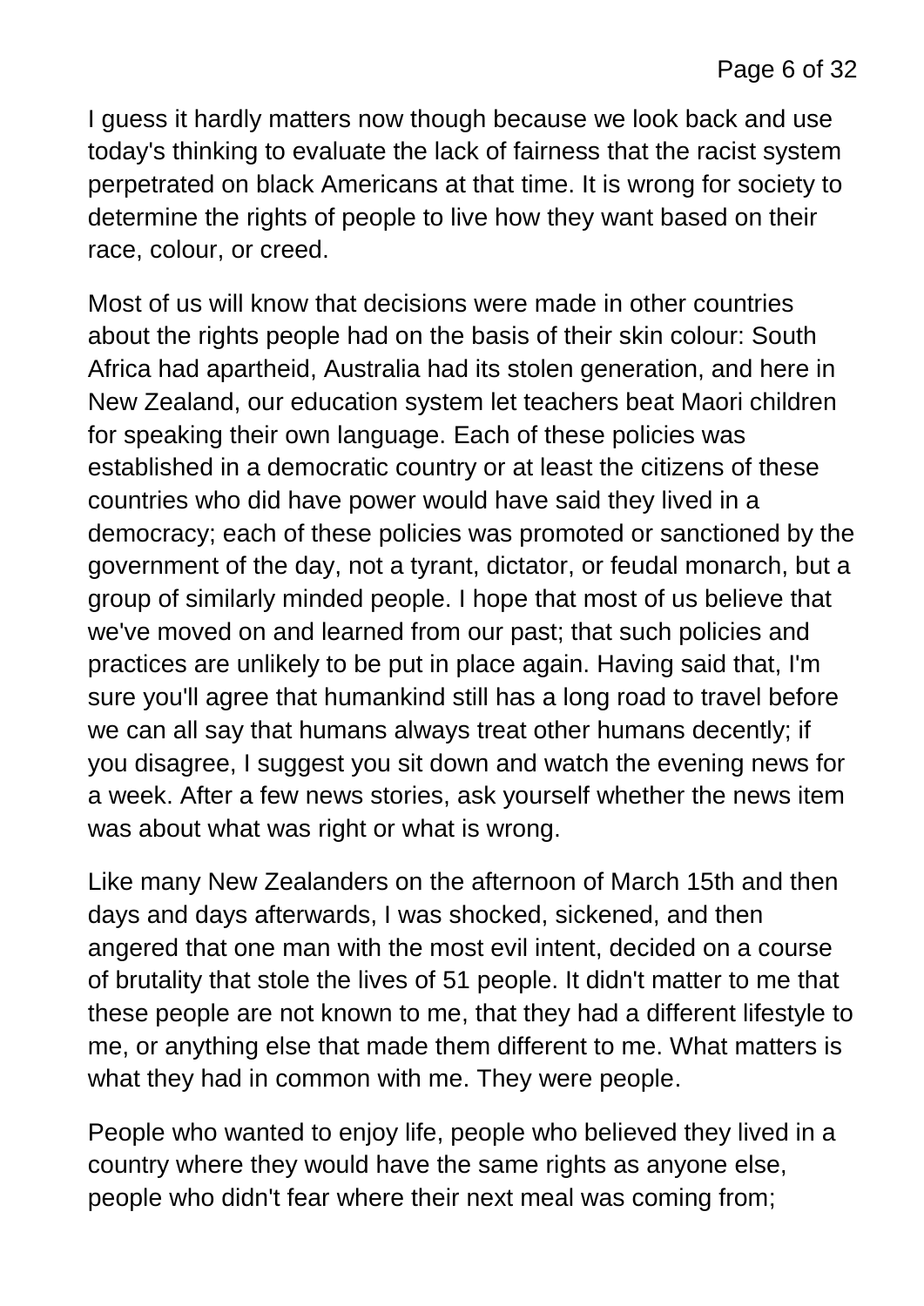I guess it hardly matters now though because we look back and use today's thinking to evaluate the lack of fairness that the racist system perpetrated on black Americans at that time. It is wrong for society to determine the rights of people to live how they want based on their race, colour, or creed.

Most of us will know that decisions were made in other countries about the rights people had on the basis of their skin colour: South Africa had apartheid, Australia had its stolen generation, and here in New Zealand, our education system let teachers beat Maori children for speaking their own language. Each of these policies was established in a democratic country or at least the citizens of these countries who did have power would have said they lived in a democracy; each of these policies was promoted or sanctioned by the government of the day, not a tyrant, dictator, or feudal monarch, but a group of similarly minded people. I hope that most of us believe that we've moved on and learned from our past; that such policies and practices are unlikely to be put in place again. Having said that, I'm sure you'll agree that humankind still has a long road to travel before we can all say that humans always treat other humans decently; if you disagree, I suggest you sit down and watch the evening news for a week. After a few news stories, ask yourself whether the news item was about what was right or what is wrong.

Like many New Zealanders on the afternoon of March 15th and then days and days afterwards, I was shocked, sickened, and then angered that one man with the most evil intent, decided on a course of brutality that stole the lives of 51 people. It didn't matter to me that these people are not known to me, that they had a different lifestyle to me, or anything else that made them different to me. What matters is what they had in common with me. They were people.

People who wanted to enjoy life, people who believed they lived in a country where they would have the same rights as anyone else, people who didn't fear where their next meal was coming from;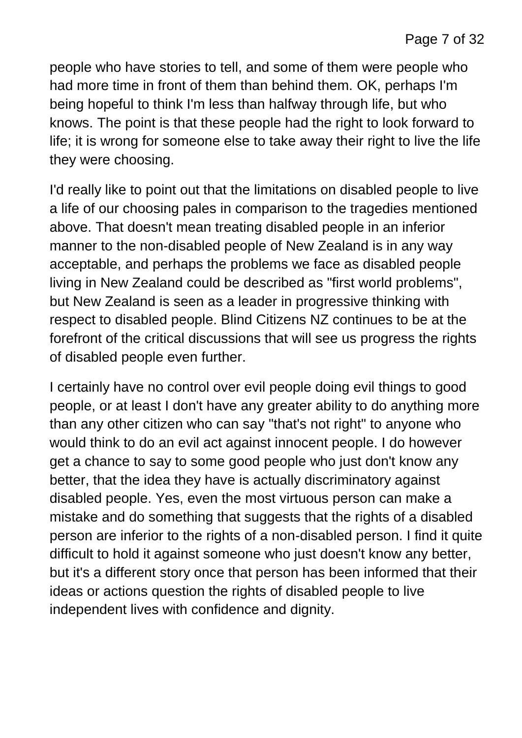people who have stories to tell, and some of them were people who had more time in front of them than behind them. OK, perhaps I'm being hopeful to think I'm less than halfway through life, but who knows. The point is that these people had the right to look forward to life; it is wrong for someone else to take away their right to live the life they were choosing.

I'd really like to point out that the limitations on disabled people to live a life of our choosing pales in comparison to the tragedies mentioned above. That doesn't mean treating disabled people in an inferior manner to the non-disabled people of New Zealand is in any way acceptable, and perhaps the problems we face as disabled people living in New Zealand could be described as "first world problems", but New Zealand is seen as a leader in progressive thinking with respect to disabled people. Blind Citizens NZ continues to be at the forefront of the critical discussions that will see us progress the rights of disabled people even further.

I certainly have no control over evil people doing evil things to good people, or at least I don't have any greater ability to do anything more than any other citizen who can say "that's not right" to anyone who would think to do an evil act against innocent people. I do however get a chance to say to some good people who just don't know any better, that the idea they have is actually discriminatory against disabled people. Yes, even the most virtuous person can make a mistake and do something that suggests that the rights of a disabled person are inferior to the rights of a non-disabled person. I find it quite difficult to hold it against someone who just doesn't know any better, but it's a different story once that person has been informed that their ideas or actions question the rights of disabled people to live independent lives with confidence and dignity.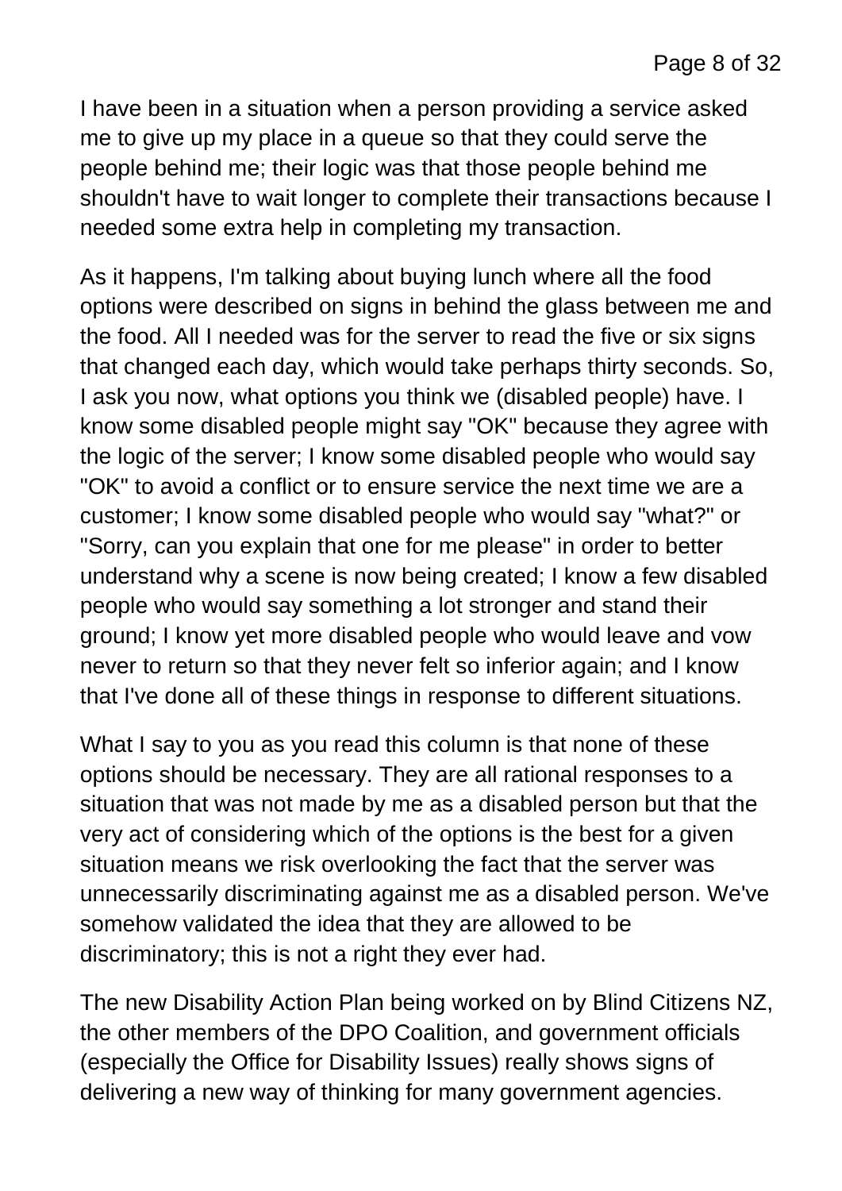I have been in a situation when a person providing a service asked me to give up my place in a queue so that they could serve the people behind me; their logic was that those people behind me shouldn't have to wait longer to complete their transactions because I needed some extra help in completing my transaction.

As it happens, I'm talking about buying lunch where all the food options were described on signs in behind the glass between me and the food. All I needed was for the server to read the five or six signs that changed each day, which would take perhaps thirty seconds. So, I ask you now, what options you think we (disabled people) have. I know some disabled people might say "OK" because they agree with the logic of the server; I know some disabled people who would say "OK" to avoid a conflict or to ensure service the next time we are a customer; I know some disabled people who would say "what?" or "Sorry, can you explain that one for me please" in order to better understand why a scene is now being created; I know a few disabled people who would say something a lot stronger and stand their ground; I know yet more disabled people who would leave and vow never to return so that they never felt so inferior again; and I know that I've done all of these things in response to different situations.

What I say to you as you read this column is that none of these options should be necessary. They are all rational responses to a situation that was not made by me as a disabled person but that the very act of considering which of the options is the best for a given situation means we risk overlooking the fact that the server was unnecessarily discriminating against me as a disabled person. We've somehow validated the idea that they are allowed to be discriminatory; this is not a right they ever had.

The new Disability Action Plan being worked on by Blind Citizens NZ, the other members of the DPO Coalition, and government officials (especially the Office for Disability Issues) really shows signs of delivering a new way of thinking for many government agencies.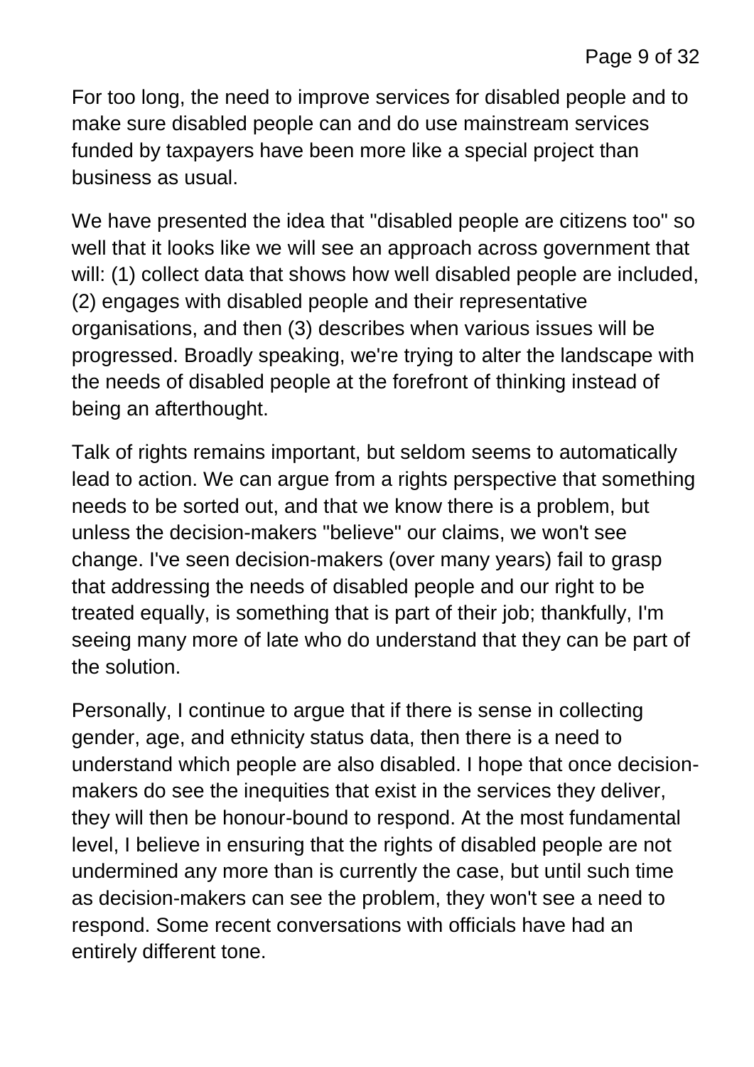For too long, the need to improve services for disabled people and to make sure disabled people can and do use mainstream services funded by taxpayers have been more like a special project than business as usual.

We have presented the idea that "disabled people are citizens too" so well that it looks like we will see an approach across government that will: (1) collect data that shows how well disabled people are included, (2) engages with disabled people and their representative organisations, and then (3) describes when various issues will be progressed. Broadly speaking, we're trying to alter the landscape with the needs of disabled people at the forefront of thinking instead of being an afterthought.

Talk of rights remains important, but seldom seems to automatically lead to action. We can argue from a rights perspective that something needs to be sorted out, and that we know there is a problem, but unless the decision-makers "believe" our claims, we won't see change. I've seen decision-makers (over many years) fail to grasp that addressing the needs of disabled people and our right to be treated equally, is something that is part of their job; thankfully, I'm seeing many more of late who do understand that they can be part of the solution.

Personally, I continue to argue that if there is sense in collecting gender, age, and ethnicity status data, then there is a need to understand which people are also disabled. I hope that once decision-makers do see the inequities that exist in the services they deliver, they will then be honour-bound to respond. At the most fundamental level, I believe in ensuring that the rights of disabled people are not undermined any more than is currently the case, but until such time as decision-makers can see the problem, they won't see a need to respond. Some recent conversations with officials have had an entirely different tone.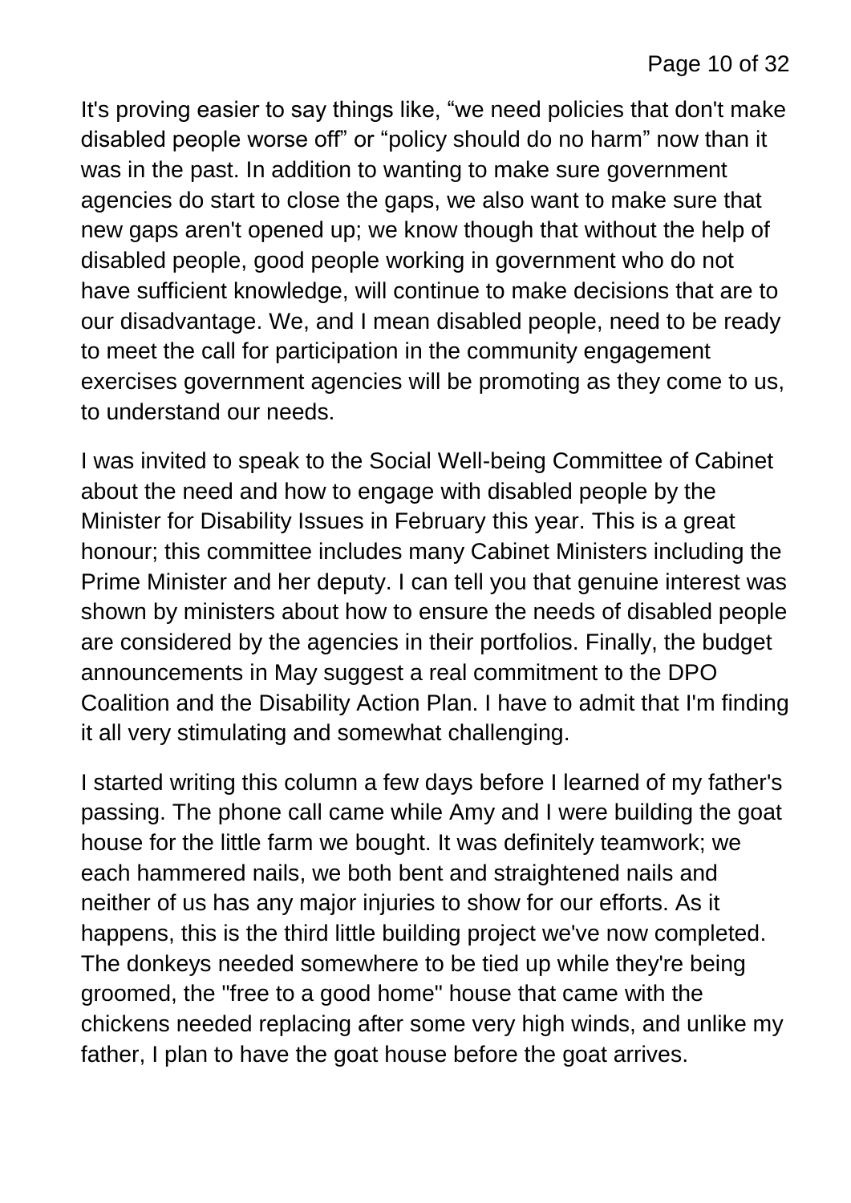It's proving easier to say things like, “we need policies that don't make disabled people worse off” or “policy should do no harm” now than it was in the past. In addition to wanting to make sure government agencies do start to close the gaps, we also want to make sure that new gaps aren't opened up; we know though that without the help of disabled people, good people working in government who do not have sufficient knowledge, will continue to make decisions that are to our disadvantage. We, and I mean disabled people, need to be ready to meet the call for participation in the community engagement exercises government agencies will be promoting as they come to us, to understand our needs.

I was invited to speak to the Social Well-being Committee of Cabinet about the need and how to engage with disabled people by the Minister for Disability Issues in February this year. This is a great honour; this committee includes many Cabinet Ministers including the Prime Minister and her deputy. I can tell you that genuine interest was shown by ministers about how to ensure the needs of disabled people are considered by the agencies in their portfolios. Finally, the budget announcements in May suggest a real commitment to the DPO Coalition and the Disability Action Plan. I have to admit that I'm finding it all very stimulating and somewhat challenging.

I started writing this column a few days before I learned of my father's passing. The phone call came while Amy and I were building the goat house for the little farm we bought. It was definitely teamwork; we each hammered nails, we both bent and straightened nails and neither of us has any major injuries to show for our efforts. As it happens, this is the third little building project we've now completed. The donkeys needed somewhere to be tied up while they're being groomed, the "free to a good home" house that came with the chickens needed replacing after some very high winds, and unlike my father, I plan to have the goat house before the goat arrives.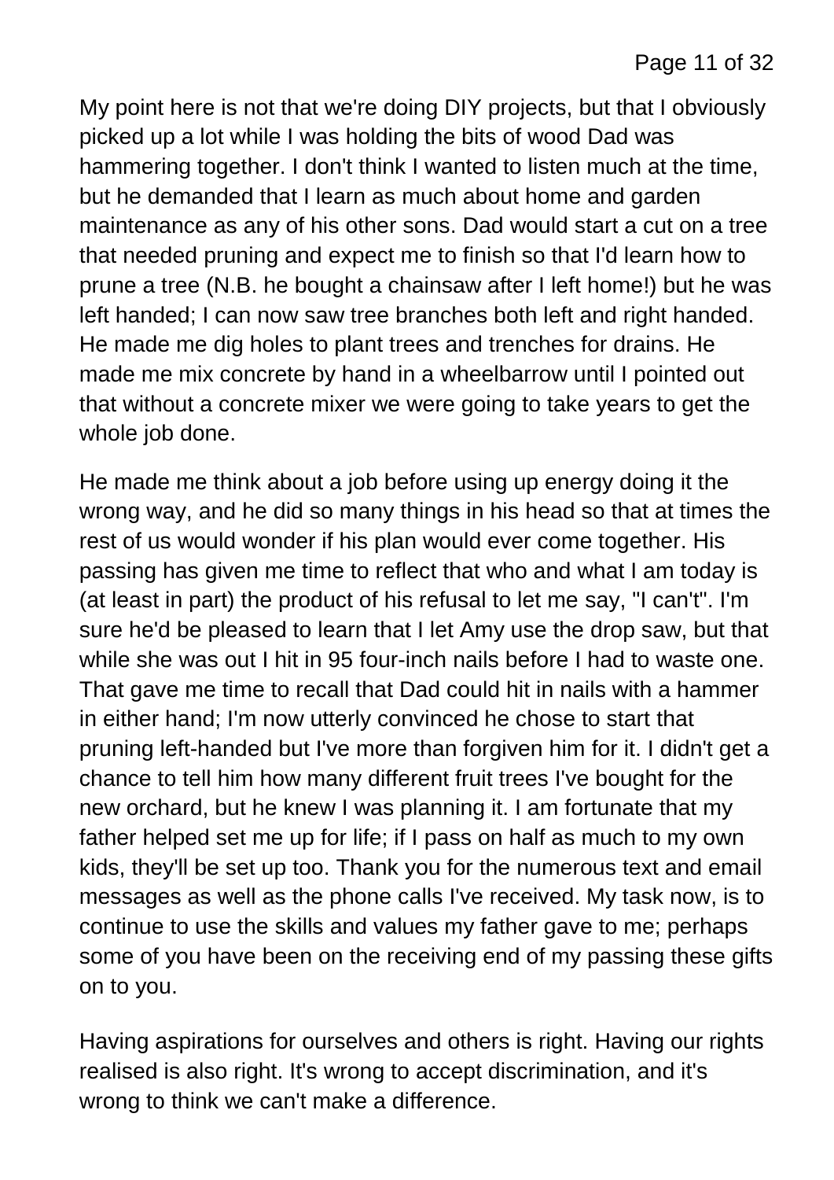My point here is not that we're doing DIY projects, but that I obviously picked up a lot while I was holding the bits of wood Dad was hammering together. I don't think I wanted to listen much at the time, but he demanded that I learn as much about home and garden maintenance as any of his other sons. Dad would start a cut on a tree that needed pruning and expect me to finish so that I'd learn how to prune a tree (N.B. he bought a chainsaw after I left home!) but he was left handed; I can now saw tree branches both left and right handed. He made me dig holes to plant trees and trenches for drains. He made me mix concrete by hand in a wheelbarrow until I pointed out that without a concrete mixer we were going to take years to get the whole job done.

He made me think about a job before using up energy doing it the wrong way, and he did so many things in his head so that at times the rest of us would wonder if his plan would ever come together. His passing has given me time to reflect that who and what I am today is (at least in part) the product of his refusal to let me say, "I can't". I'm sure he'd be pleased to learn that I let Amy use the drop saw, but that while she was out I hit in 95 four-inch nails before I had to waste one. That gave me time to recall that Dad could hit in nails with a hammer in either hand; I'm now utterly convinced he chose to start that pruning left-handed but I've more than forgiven him for it. I didn't get a chance to tell him how many different fruit trees I've bought for the new orchard, but he knew I was planning it. I am fortunate that my father helped set me up for life; if I pass on half as much to my own kids, they'll be set up too. Thank you for the numerous text and email messages as well as the phone calls I've received. My task now, is to continue to use the skills and values my father gave to me; perhaps some of you have been on the receiving end of my passing these gifts on to you.

Having aspirations for ourselves and others is right. Having our rights realised is also right. It's wrong to accept discrimination, and it's wrong to think we can't make a difference.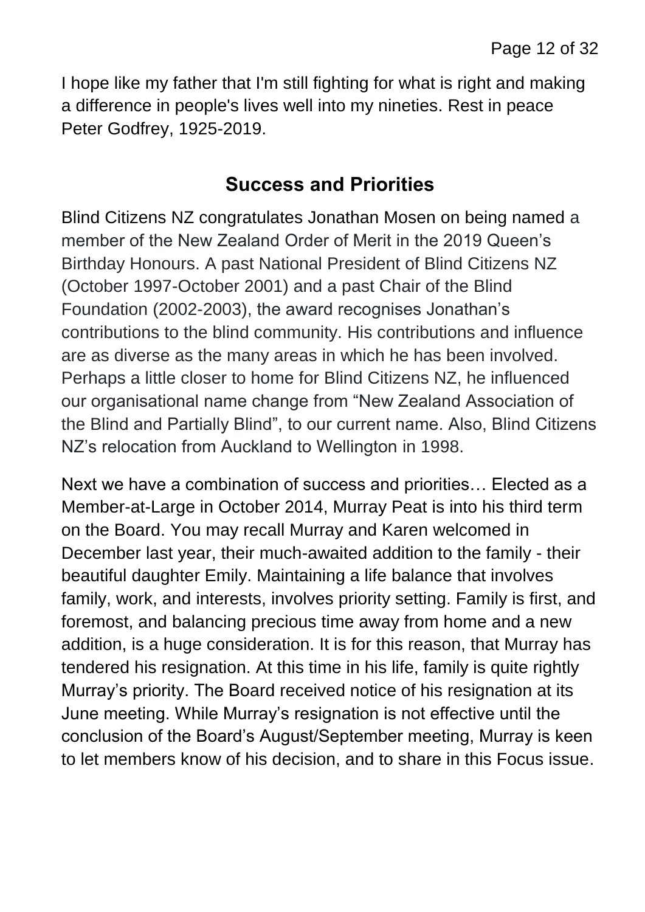I hope like my father that I'm still fighting for what is right and making a difference in people's lives well into my nineties. Rest in peace Peter Godfrey, 1925-2019.

## Success and Priorities

Blind Citizens NZ congratulates Jonathan Mosen on being named a member of the New Zealand Order of Merit in the 2019 Queen's Birthday Honours. A past National President of Blind Citizens NZ (October 1997-October 2001) and a past Chair of the Blind Foundation (2002-2003), the award recognises Jonathan's contributions to the blind community. His contributions and influence are as diverse as the many areas in which he has been involved. Perhaps a little closer to home for Blind Citizens NZ, he influenced our organisational name change from "New Zealand Association of the Blind and Partially Blind", to our current name. Also, Blind Citizens NZ's relocation from Auckland to Wellington in 1998.

Next we have a combination of success and priorities… Elected as a Member-at-Large in October 2014, Murray Peat is into his third term on the Board. You may recall Murray and Karen welcomed in December last year, their much-awaited addition to the family - their beautiful daughter Emily. Maintaining a life balance that involves family, work, and interests, involves priority setting. Family is first, and foremost, and balancing precious time away from home and a new addition, is a huge consideration. It is for this reason, that Murray has tendered his resignation. At this time in his life, family is quite rightly Murray's priority. The Board received notice of his resignation at its June meeting. While Murray's resignation is not effective until the conclusion of the Board's August/September meeting, Murray is keen to let members know of his decision, and to share in this Focus issue.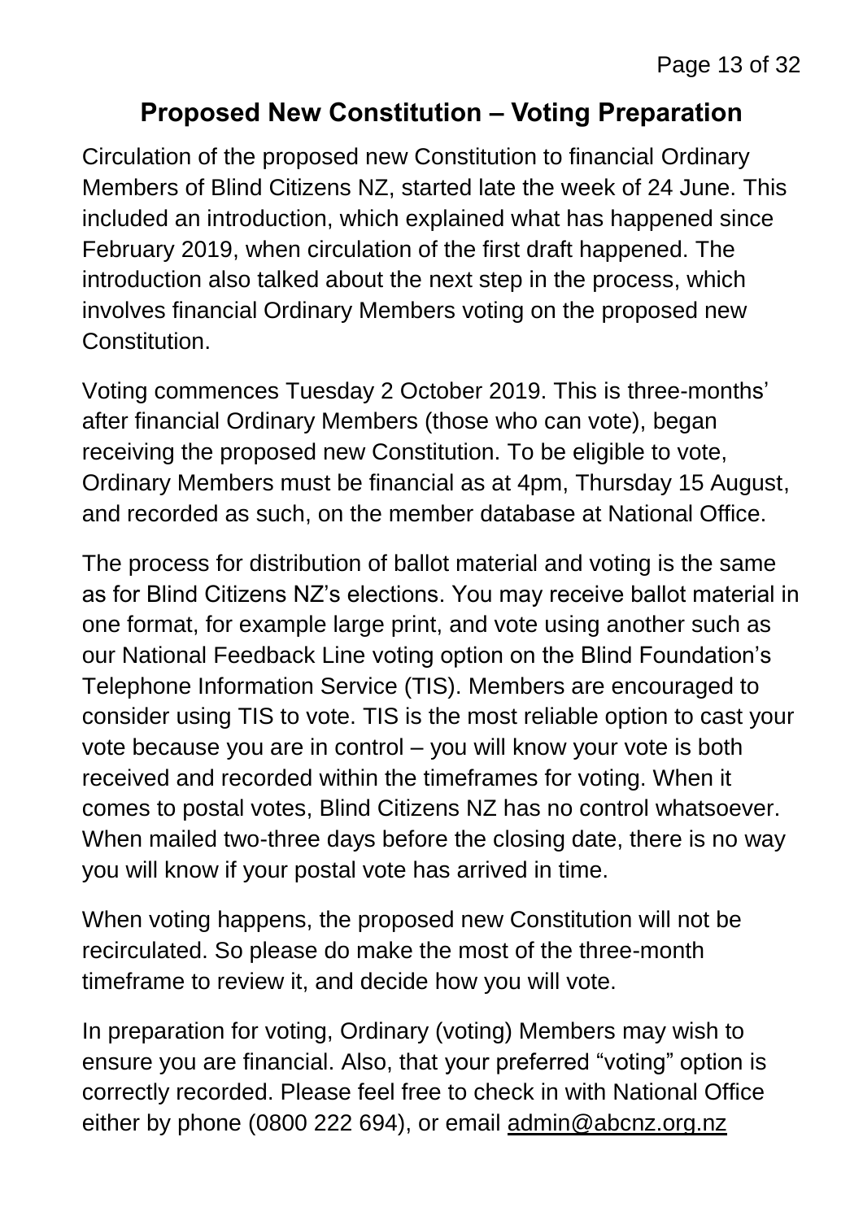## Proposed New Constitution – Voting Preparation

Circulation of the proposed new Constitution to financial Ordinary Members of Blind Citizens NZ, started late the week of 24 June. This included an introduction, which explained what has happened since February 2019, when circulation of the first draft happened. The introduction also talked about the next step in the process, which involves financial Ordinary Members voting on the proposed new Constitution.

Voting commences Tuesday 2 October 2019. This is three-months' after financial Ordinary Members (those who can vote), began receiving the proposed new Constitution. To be eligible to vote, Ordinary Members must be financial as at 4pm, Thursday 15 August, and recorded as such, on the member database at National Office.

The process for distribution of ballot material and voting is the same as for Blind Citizens NZ's elections. You may receive ballot material in one format, for example large print, and vote using another such as our National Feedback Line voting option on the Blind Foundation's Telephone Information Service (TIS). Members are encouraged to consider using TIS to vote. TIS is the most reliable option to cast your vote because you are in control – you will know your vote is both received and recorded within the timeframes for voting. When it comes to postal votes, Blind Citizens NZ has no control whatsoever. When mailed two-three days before the closing date, there is no way you will know if your postal vote has arrived in time.

When voting happens, the proposed new Constitution will not be recirculated. So please do make the most of the three-month timeframe to review it, and decide how you will vote.

In preparation for voting, Ordinary (voting) Members may wish to ensure you are financial. Also, that your preferred "voting" option is correctly recorded. Please feel free to check in with National Office either by phone (0800 222 694), or email admin@abcnz.org.nz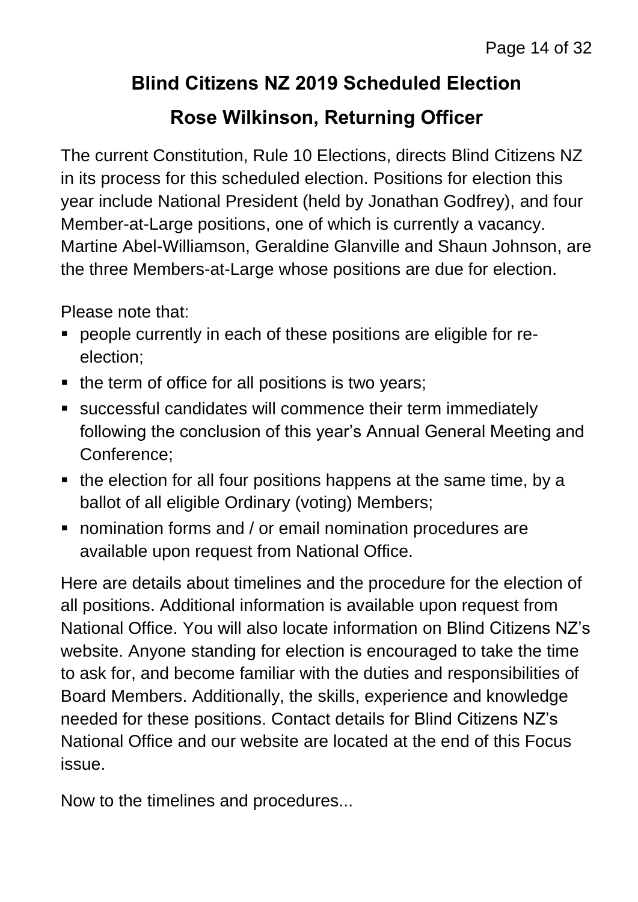## Blind Citizens NZ 2019 Scheduled Election

### Rose Wilkinson, Returning Officer

The current Constitution, Rule 10 Elections, directs Blind Citizens NZ in its process for this scheduled election. Positions for election this year include National President (held by Jonathan Godfrey), and four Member-at-Large positions, one of which is currently a vacancy. Martine Abel-Williamson, Geraldine Glanville and Shaun Johnson, are the three Members-at-Large whose positions are due for election.

Please note that:

- people currently in each of these positions are eligible for re-election;
- the term of office for all positions is two years;
- successful candidates will commence their term immediately following the conclusion of this year's Annual General Meeting and Conference;
- the election for all four positions happens at the same time, by a ballot of all eligible Ordinary (voting) Members;
- nomination forms and / or email nomination procedures are available upon request from National Office.

Here are details about timelines and the procedure for the election of all positions. Additional information is available upon request from National Office. You will also locate information on Blind Citizens NZ's website. Anyone standing for election is encouraged to take the time to ask for, and become familiar with the duties and responsibilities of Board Members. Additionally, the skills, experience and knowledge needed for these positions. Contact details for Blind Citizens NZ's National Office and our website are located at the end of this Focus issue.

Now to the timelines and procedures...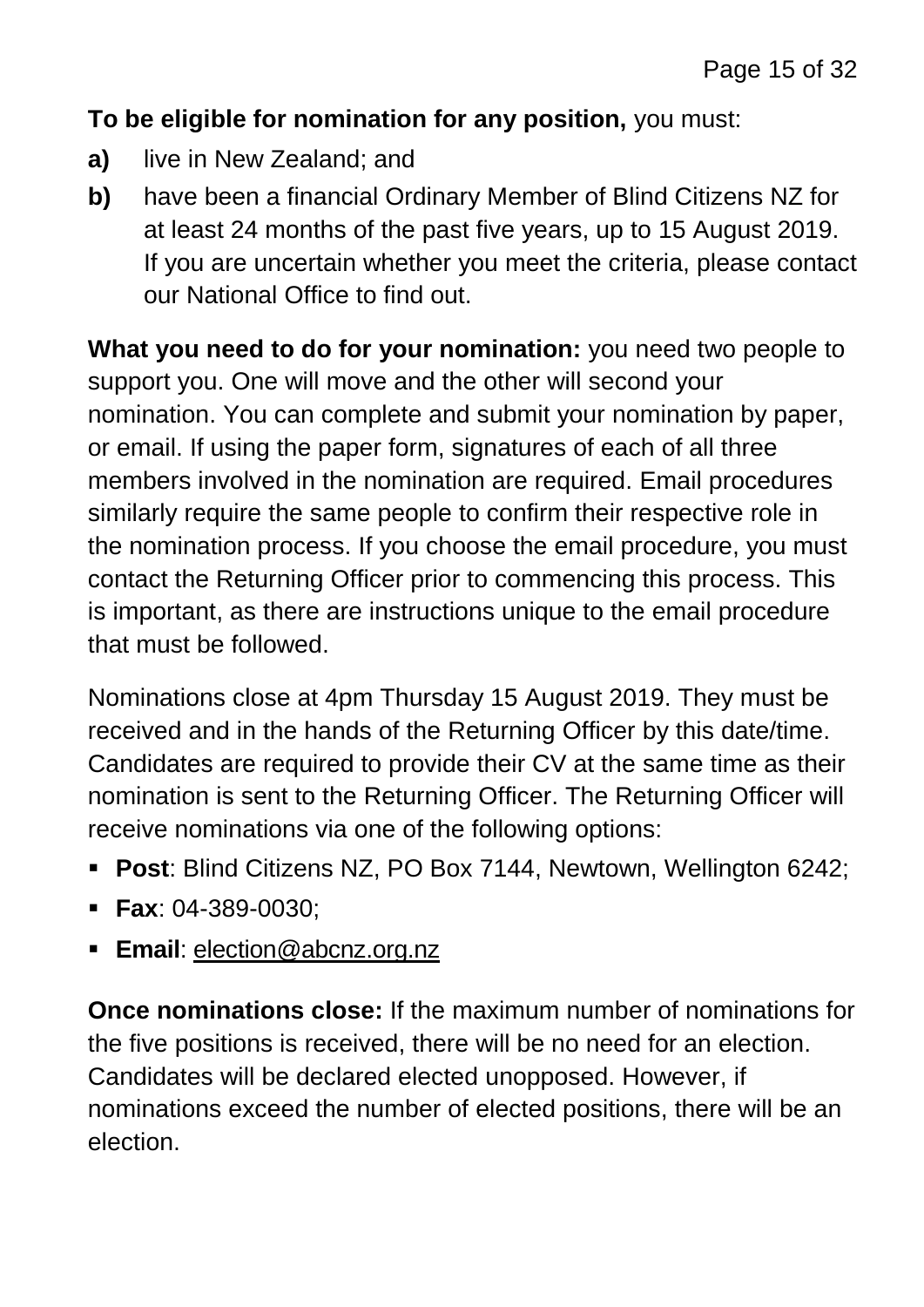**To be eligible for nomination for any position,** you must:

**a)** live in New Zealand; and

**b)** have been a financial Ordinary Member of Blind Citizens NZ for at least 24 months of the past five years, up to 15 August 2019. If you are uncertain whether you meet the criteria, please contact our National Office to find out.

**What you need to do for your nomination:** you need two people to support you. One will move and the other will second your nomination. You can complete and submit your nomination by paper, or email. If using the paper form, signatures of each of all three members involved in the nomination are required. Email procedures similarly require the same people to confirm their respective role in the nomination process. If you choose the email procedure, you must contact the Returning Officer prior to commencing this process. This is important, as there are instructions unique to the email procedure that must be followed.

Nominations close at 4pm Thursday 15 August 2019. They must be received and in the hands of the Returning Officer by this date/time. Candidates are required to provide their CV at the same time as their nomination is sent to the Returning Officer. The Returning Officer will receive nominations via one of the following options:

- **Post**: Blind Citizens NZ, PO Box 7144, Newtown, Wellington 6242;
- **Fax**: 04-389-0030;
- **Email**: election@abcnz.org.nz

**Once nominations close:** If the maximum number of nominations for the five positions is received, there will be no need for an election. Candidates will be declared elected unopposed. However, if nominations exceed the number of elected positions, there will be an election.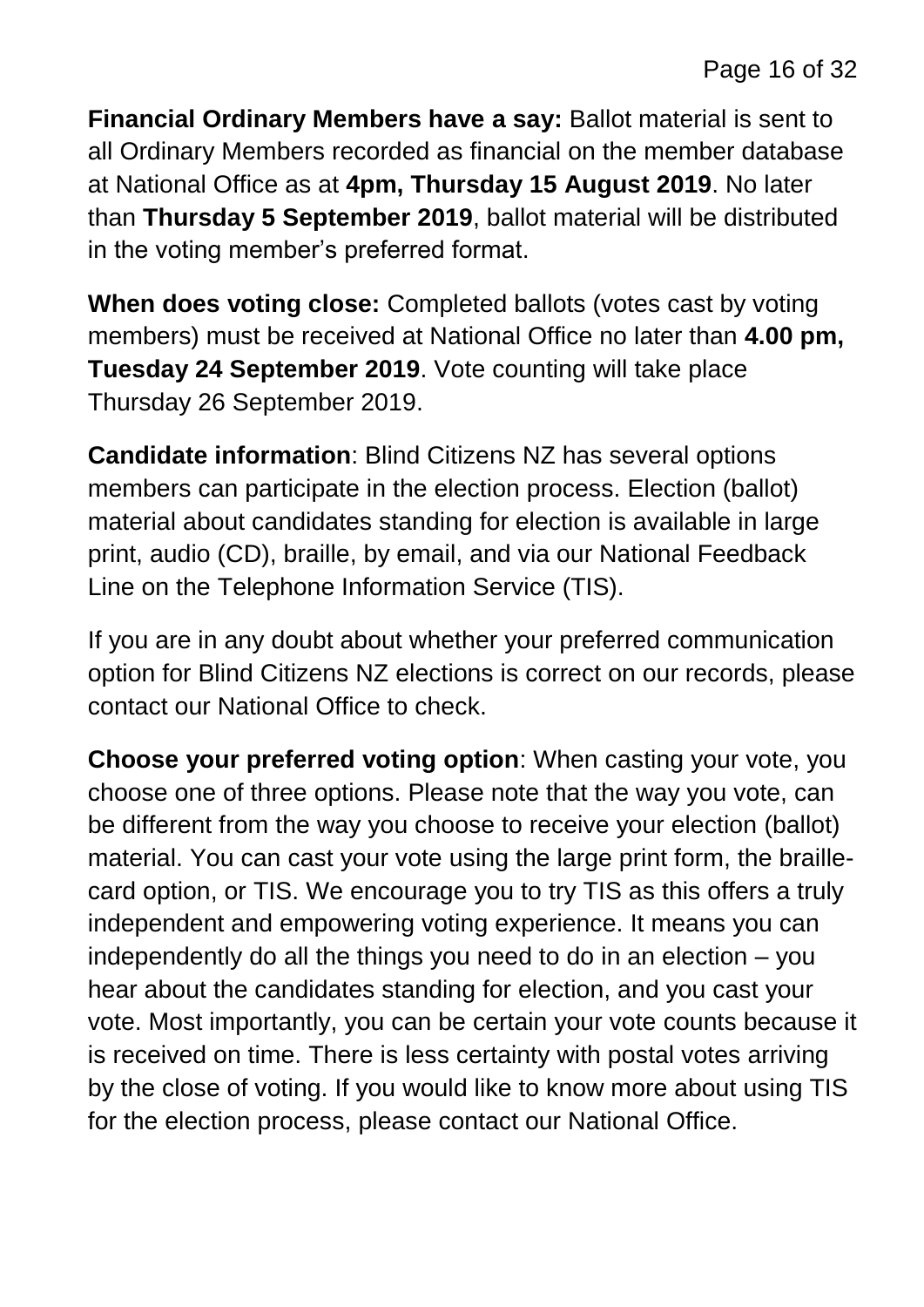**Financial Ordinary Members have a say:** Ballot material is sent to all Ordinary Members recorded as financial on the member database at National Office as at **4pm, Thursday 15 August 2019**. No later than **Thursday 5 September 2019**, ballot material will be distributed in the voting member's preferred format.

**When does voting close:** Completed ballots (votes cast by voting members) must be received at National Office no later than **4.00 pm, Tuesday 24 September 2019**. Vote counting will take place Thursday 26 September 2019.

**Candidate information**: Blind Citizens NZ has several options members can participate in the election process. Election (ballot) material about candidates standing for election is available in large print, audio (CD), braille, by email, and via our National Feedback Line on the Telephone Information Service (TIS).

If you are in any doubt about whether your preferred communication option for Blind Citizens NZ elections is correct on our records, please contact our National Office to check.

**Choose your preferred voting option**: When casting your vote, you choose one of three options. Please note that the way you vote, can be different from the way you choose to receive your election (ballot) material. You can cast your vote using the large print form, the braille-card option, or TIS. We encourage you to try TIS as this offers a truly independent and empowering voting experience. It means you can independently do all the things you need to do in an election – you hear about the candidates standing for election, and you cast your vote. Most importantly, you can be certain your vote counts because it is received on time. There is less certainty with postal votes arriving by the close of voting. If you would like to know more about using TIS for the election process, please contact our National Office.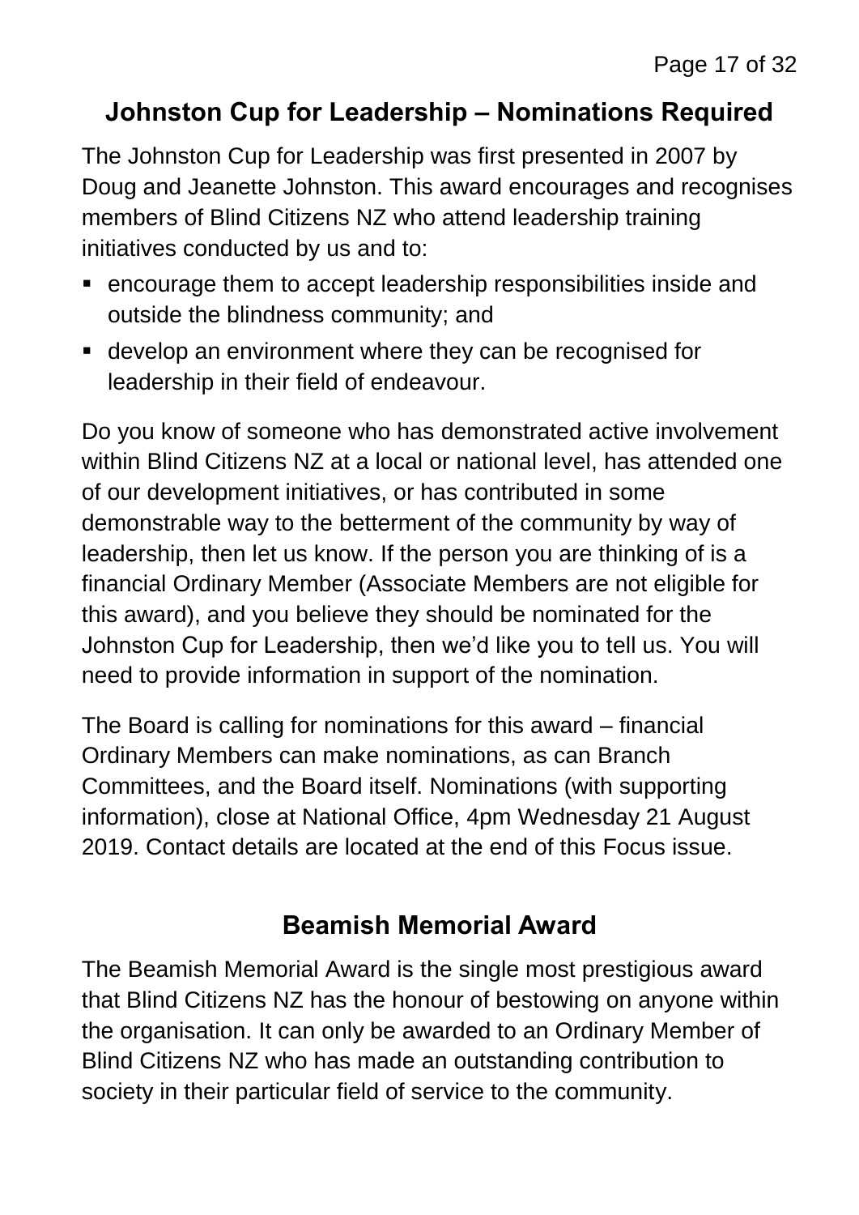## Johnston Cup for Leadership – Nominations Required

The Johnston Cup for Leadership was first presented in 2007 by Doug and Jeanette Johnston. This award encourages and recognises members of Blind Citizens NZ who attend leadership training initiatives conducted by us and to:

- encourage them to accept leadership responsibilities inside and outside the blindness community; and
- develop an environment where they can be recognised for leadership in their field of endeavour.

Do you know of someone who has demonstrated active involvement within Blind Citizens NZ at a local or national level, has attended one of our development initiatives, or has contributed in some demonstrable way to the betterment of the community by way of leadership, then let us know. If the person you are thinking of is a financial Ordinary Member (Associate Members are not eligible for this award), and you believe they should be nominated for the Johnston Cup for Leadership, then we'd like you to tell us. You will need to provide information in support of the nomination.

The Board is calling for nominations for this award – financial Ordinary Members can make nominations, as can Branch Committees, and the Board itself. Nominations (with supporting information), close at National Office, 4pm Wednesday 21 August 2019. Contact details are located at the end of this Focus issue.

## Beamish Memorial Award

The Beamish Memorial Award is the single most prestigious award that Blind Citizens NZ has the honour of bestowing on anyone within the organisation. It can only be awarded to an Ordinary Member of Blind Citizens NZ who has made an outstanding contribution to society in their particular field of service to the community.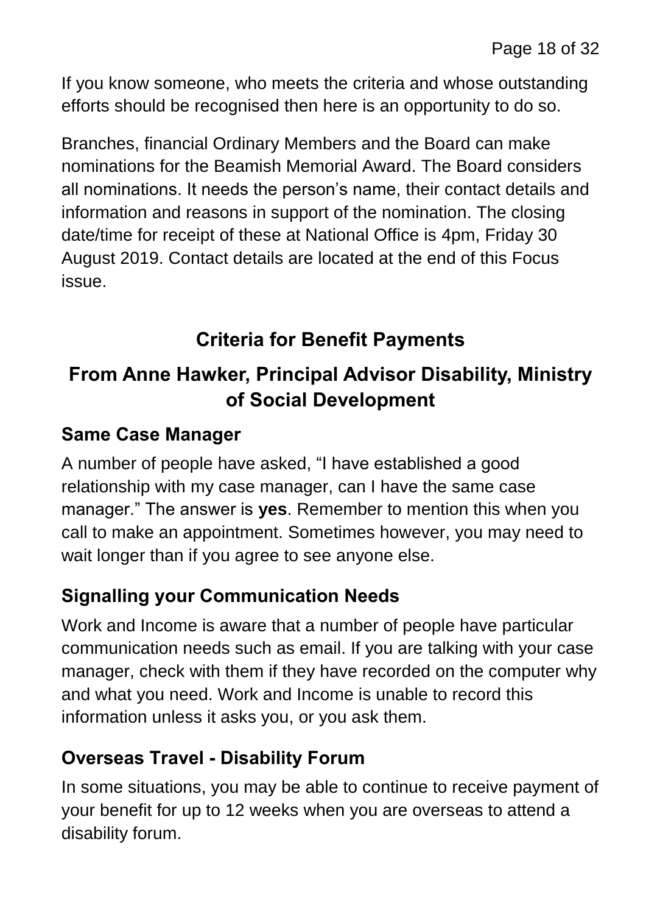If you know someone, who meets the criteria and whose outstanding efforts should be recognised then here is an opportunity to do so.

Branches, financial Ordinary Members and the Board can make nominations for the Beamish Memorial Award. The Board considers all nominations. It needs the person's name, their contact details and information and reasons in support of the nomination. The closing date/time for receipt of these at National Office is 4pm, Friday 30 August 2019. Contact details are located at the end of this Focus issue.

## Criteria for Benefit Payments

## From Anne Hawker, Principal Advisor Disability, Ministry of Social Development

### Same Case Manager

A number of people have asked, "I have established a good relationship with my case manager, can I have the same case manager." The answer is **yes**. Remember to mention this when you call to make an appointment. Sometimes however, you may need to wait longer than if you agree to see anyone else.

### Signalling your Communication Needs

Work and Income is aware that a number of people have particular communication needs such as email. If you are talking with your case manager, check with them if they have recorded on the computer why and what you need. Work and Income is unable to record this information unless it asks you, or you ask them.

### Overseas Travel - Disability Forum

In some situations, you may be able to continue to receive payment of your benefit for up to 12 weeks when you are overseas to attend a disability forum.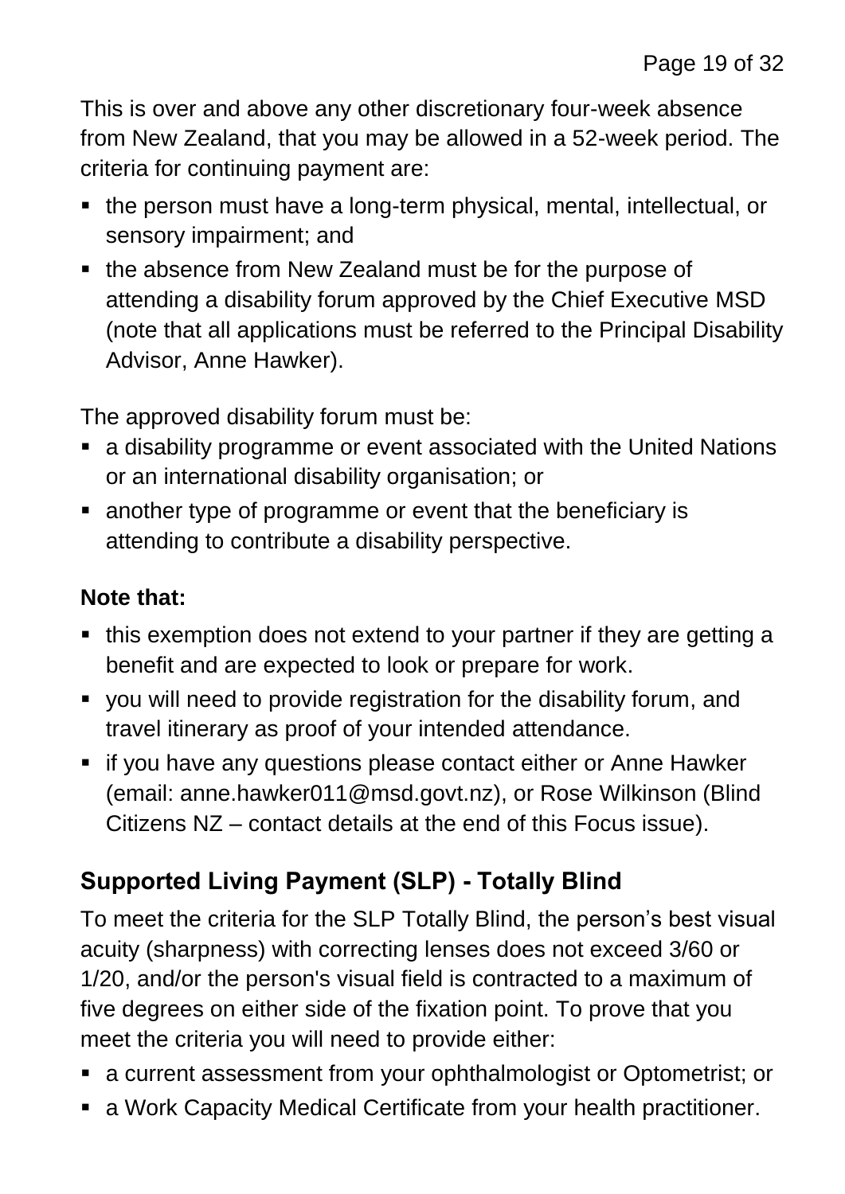This is over and above any other discretionary four-week absence from New Zealand, that you may be allowed in a 52-week period. The criteria for continuing payment are:

- the person must have a long-term physical, mental, intellectual, or sensory impairment; and
- the absence from New Zealand must be for the purpose of attending a disability forum approved by the Chief Executive MSD (note that all applications must be referred to the Principal Disability Advisor, Anne Hawker).

The approved disability forum must be:

- a disability programme or event associated with the United Nations or an international disability organisation; or
- another type of programme or event that the beneficiary is attending to contribute a disability perspective.

**Note that:**

- this exemption does not extend to your partner if they are getting a benefit and are expected to look or prepare for work.
- you will need to provide registration for the disability forum, and travel itinerary as proof of your intended attendance.
- if you have any questions please contact either or Anne Hawker (email: anne.hawker011@msd.govt.nz), or Rose Wilkinson (Blind Citizens NZ – contact details at the end of this Focus issue).

## Supported Living Payment (SLP) - Totally Blind

To meet the criteria for the SLP Totally Blind, the person's best visual acuity (sharpness) with correcting lenses does not exceed 3/60 or 1/20, and/or the person's visual field is contracted to a maximum of five degrees on either side of the fixation point. To prove that you meet the criteria you will need to provide either:

- a current assessment from your ophthalmologist or Optometrist; or
- a Work Capacity Medical Certificate from your health practitioner.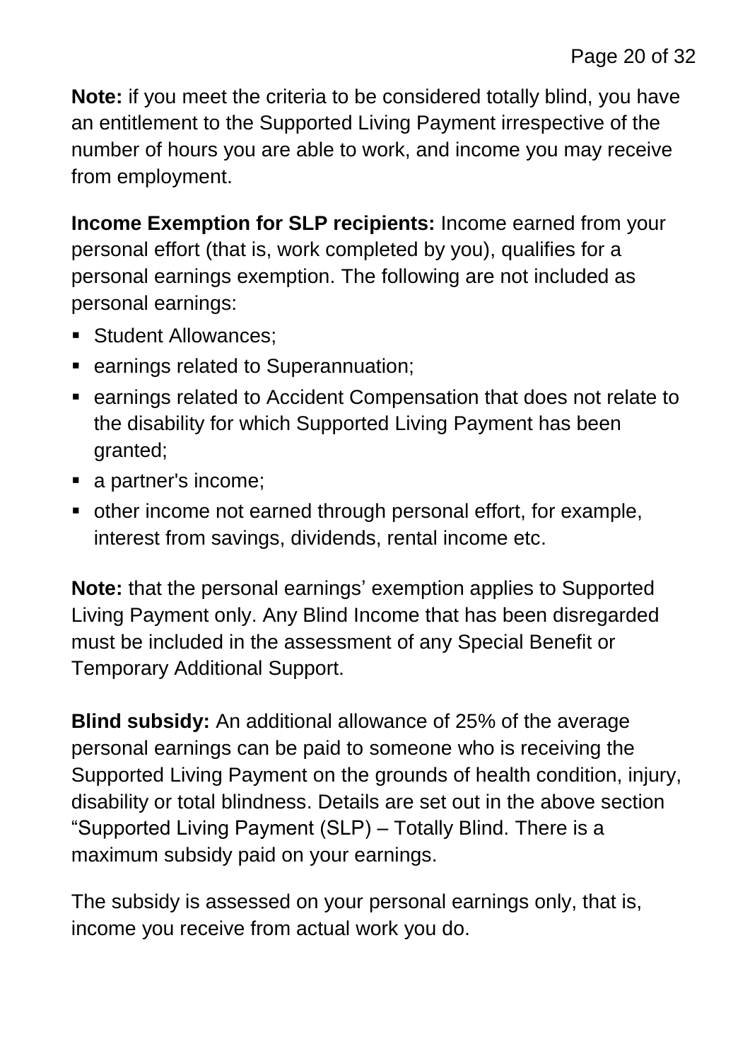**Note:** if you meet the criteria to be considered totally blind, you have an entitlement to the Supported Living Payment irrespective of the number of hours you are able to work, and income you may receive from employment.

**Income Exemption for SLP recipients:** Income earned from your personal effort (that is, work completed by you), qualifies for a personal earnings exemption. The following are not included as personal earnings:

- Student Allowances;
- earnings related to Superannuation;
- earnings related to Accident Compensation that does not relate to the disability for which Supported Living Payment has been granted;
- a partner's income;
- other income not earned through personal effort, for example, interest from savings, dividends, rental income etc.

**Note:** that the personal earnings' exemption applies to Supported Living Payment only. Any Blind Income that has been disregarded must be included in the assessment of any Special Benefit or Temporary Additional Support.

**Blind subsidy:** An additional allowance of 25% of the average personal earnings can be paid to someone who is receiving the Supported Living Payment on the grounds of health condition, injury, disability or total blindness. Details are set out in the above section "Supported Living Payment (SLP) – Totally Blind. There is a maximum subsidy paid on your earnings.

The subsidy is assessed on your personal earnings only, that is, income you receive from actual work you do.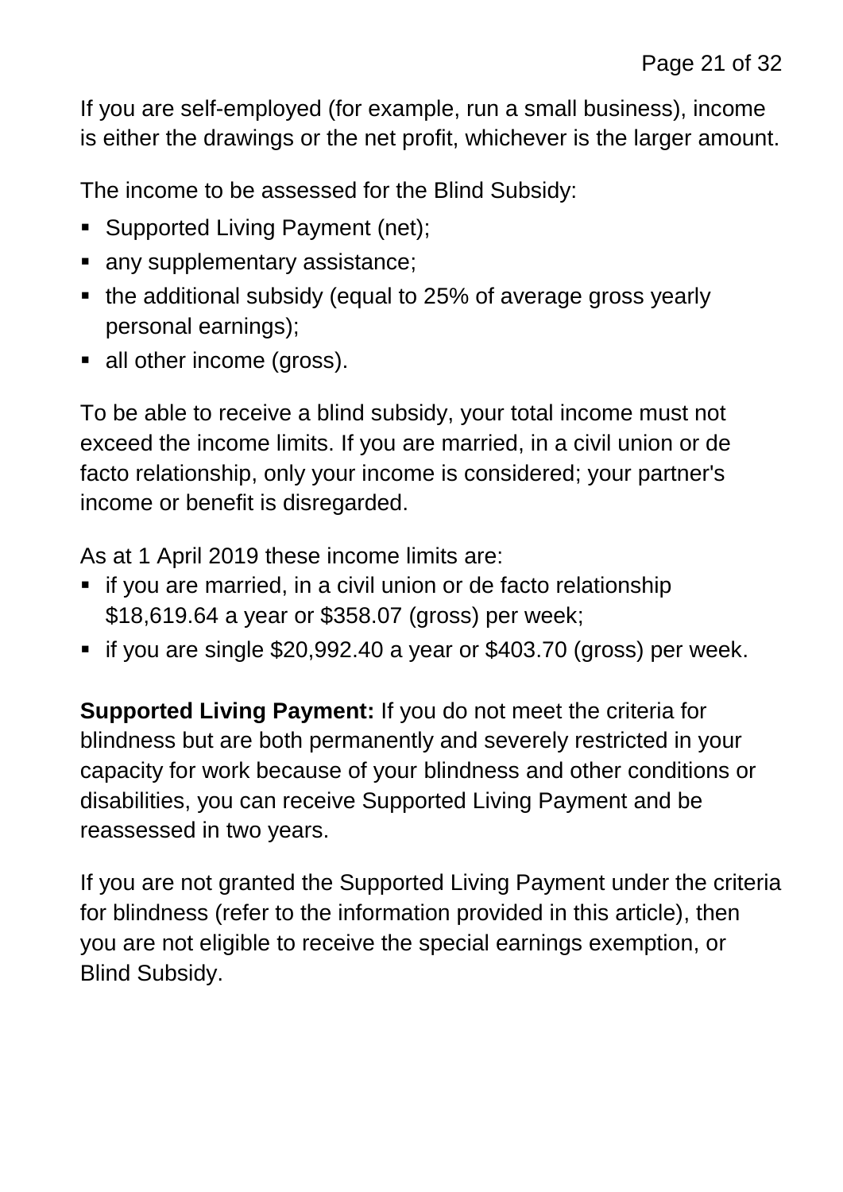If you are self-employed (for example, run a small business), income is either the drawings or the net profit, whichever is the larger amount.

The income to be assessed for the Blind Subsidy:

- Supported Living Payment (net);
- any supplementary assistance;
- the additional subsidy (equal to 25% of average gross yearly personal earnings);
- all other income (gross).

To be able to receive a blind subsidy, your total income must not exceed the income limits. If you are married, in a civil union or de facto relationship, only your income is considered; your partner's income or benefit is disregarded.

As at 1 April 2019 these income limits are:

- if you are married, in a civil union or de facto relationship $18,619.64 a year or $358.07 (gross) per week;
- if you are single $20,992.40 a year or $403.70 (gross) per week.

**Supported Living Payment:** If you do not meet the criteria for blindness but are both permanently and severely restricted in your capacity for work because of your blindness and other conditions or disabilities, you can receive Supported Living Payment and be reassessed in two years.

If you are not granted the Supported Living Payment under the criteria for blindness (refer to the information provided in this article), then you are not eligible to receive the special earnings exemption, or Blind Subsidy.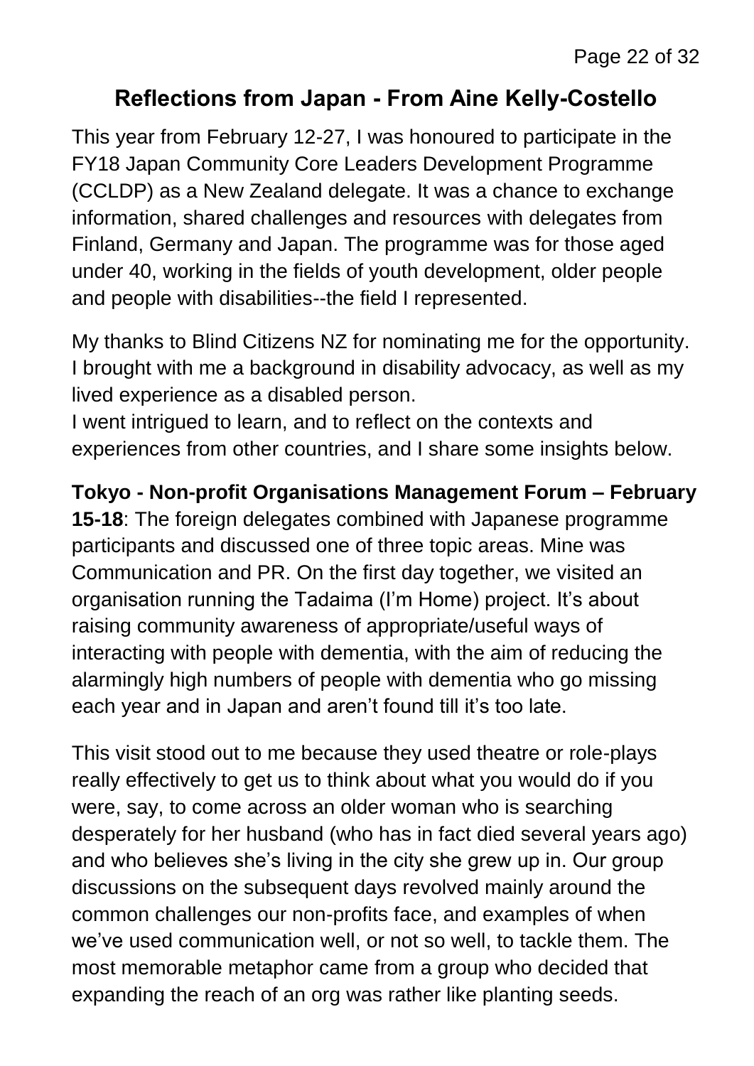## Reflections from Japan - From Aine Kelly-Costello

This year from February 12-27, I was honoured to participate in the FY18 Japan Community Core Leaders Development Programme (CCLDP) as a New Zealand delegate. It was a chance to exchange information, shared challenges and resources with delegates from Finland, Germany and Japan. The programme was for those aged under 40, working in the fields of youth development, older people and people with disabilities--the field I represented.

My thanks to Blind Citizens NZ for nominating me for the opportunity. I brought with me a background in disability advocacy, as well as my lived experience as a disabled person.
I went intrigued to learn, and to reflect on the contexts and experiences from other countries, and I share some insights below.

**Tokyo - Non-profit Organisations Management Forum – February 15-18**: The foreign delegates combined with Japanese programme participants and discussed one of three topic areas. Mine was Communication and PR. On the first day together, we visited an organisation running the Tadaima (I'm Home) project. It's about raising community awareness of appropriate/useful ways of interacting with people with dementia, with the aim of reducing the alarmingly high numbers of people with dementia who go missing each year and in Japan and aren't found till it's too late.

This visit stood out to me because they used theatre or role-plays really effectively to get us to think about what you would do if you were, say, to come across an older woman who is searching desperately for her husband (who has in fact died several years ago) and who believes she's living in the city she grew up in. Our group discussions on the subsequent days revolved mainly around the common challenges our non-profits face, and examples of when we've used communication well, or not so well, to tackle them. The most memorable metaphor came from a group who decided that expanding the reach of an org was rather like planting seeds.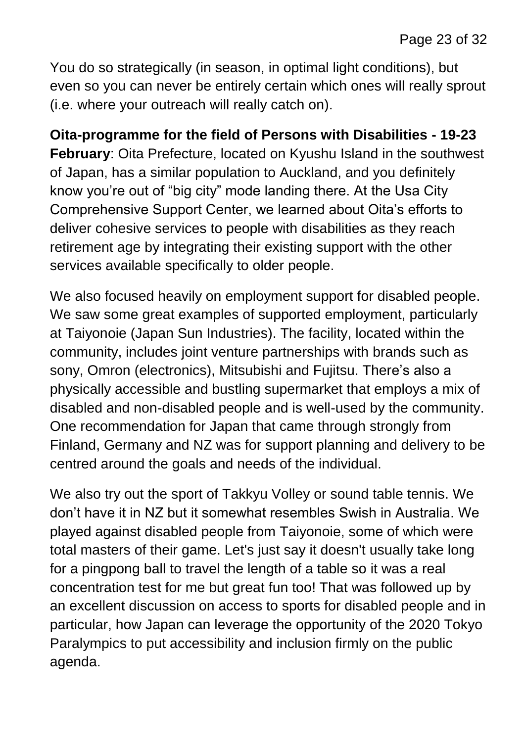You do so strategically (in season, in optimal light conditions), but even so you can never be entirely certain which ones will really sprout (i.e. where your outreach will really catch on).

**Oita-programme for the field of Persons with Disabilities - 19-23 February**: Oita Prefecture, located on Kyushu Island in the southwest of Japan, has a similar population to Auckland, and you definitely know you're out of "big city" mode landing there. At the Usa City Comprehensive Support Center, we learned about Oita's efforts to deliver cohesive services to people with disabilities as they reach retirement age by integrating their existing support with the other services available specifically to older people.

We also focused heavily on employment support for disabled people. We saw some great examples of supported employment, particularly at Taiyonoie (Japan Sun Industries). The facility, located within the community, includes joint venture partnerships with brands such as sony, Omron (electronics), Mitsubishi and Fujitsu. There's also a physically accessible and bustling supermarket that employs a mix of disabled and non-disabled people and is well-used by the community. One recommendation for Japan that came through strongly from Finland, Germany and NZ was for support planning and delivery to be centred around the goals and needs of the individual.

We also try out the sport of Takkyu Volley or sound table tennis. We don't have it in NZ but it somewhat resembles Swish in Australia. We played against disabled people from Taiyonoie, some of which were total masters of their game. Let's just say it doesn't usually take long for a pingpong ball to travel the length of a table so it was a real concentration test for me but great fun too! That was followed up by an excellent discussion on access to sports for disabled people and in particular, how Japan can leverage the opportunity of the 2020 Tokyo Paralympics to put accessibility and inclusion firmly on the public agenda.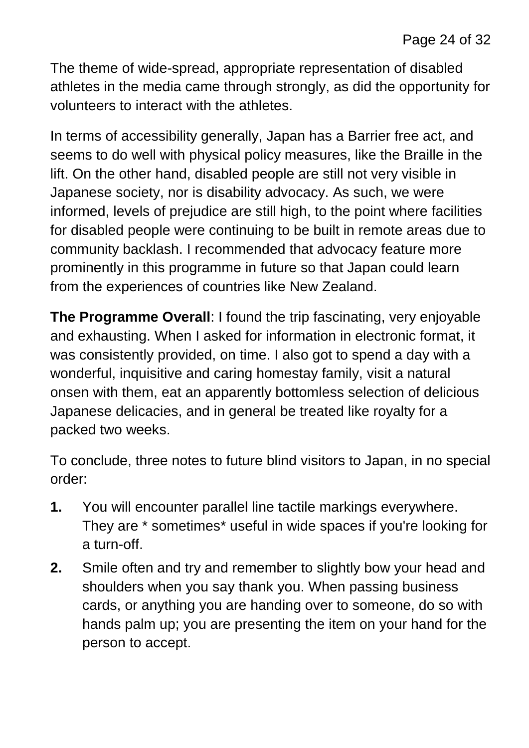The theme of wide-spread, appropriate representation of disabled athletes in the media came through strongly, as did the opportunity for volunteers to interact with the athletes.

In terms of accessibility generally, Japan has a Barrier free act, and seems to do well with physical policy measures, like the Braille in the lift. On the other hand, disabled people are still not very visible in Japanese society, nor is disability advocacy. As such, we were informed, levels of prejudice are still high, to the point where facilities for disabled people were continuing to be built in remote areas due to community backlash. I recommended that advocacy feature more prominently in this programme in future so that Japan could learn from the experiences of countries like New Zealand.

**The Programme Overall**: I found the trip fascinating, very enjoyable and exhausting. When I asked for information in electronic format, it was consistently provided, on time. I also got to spend a day with a wonderful, inquisitive and caring homestay family, visit a natural onsen with them, eat an apparently bottomless selection of delicious Japanese delicacies, and in general be treated like royalty for a packed two weeks.

To conclude, three notes to future blind visitors to Japan, in no special order:

1. You will encounter parallel line tactile markings everywhere. They are * sometimes* useful in wide spaces if you're looking for a turn-off.
2. Smile often and try and remember to slightly bow your head and shoulders when you say thank you. When passing business cards, or anything you are handing over to someone, do so with hands palm up; you are presenting the item on your hand for the person to accept.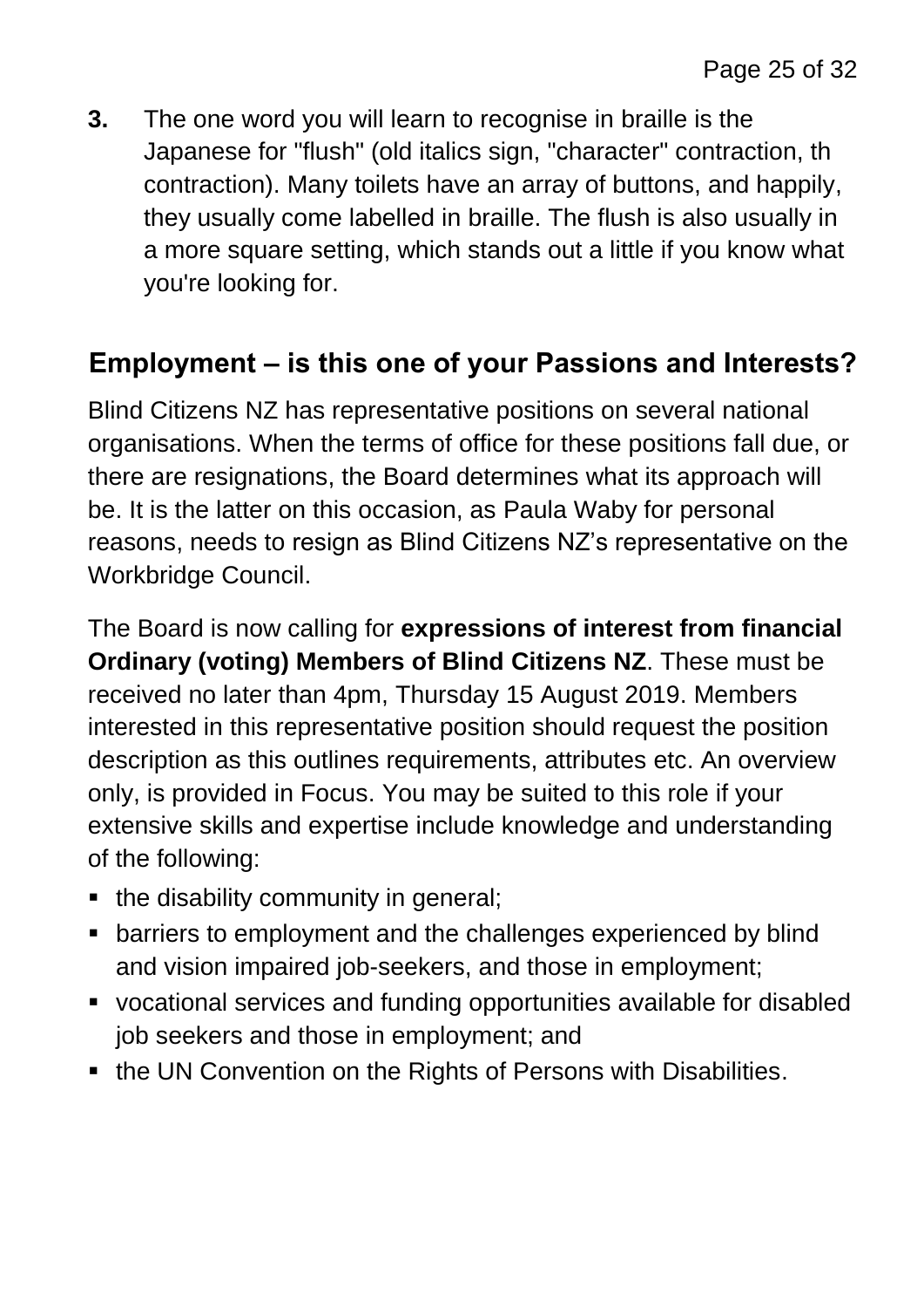**3.** The one word you will learn to recognise in braille is the Japanese for "flush" (old italics sign, "character" contraction, th contraction). Many toilets have an array of buttons, and happily, they usually come labelled in braille. The flush is also usually in a more square setting, which stands out a little if you know what you're looking for.

## Employment – is this one of your Passions and Interests?

Blind Citizens NZ has representative positions on several national organisations. When the terms of office for these positions fall due, or there are resignations, the Board determines what its approach will be. It is the latter on this occasion, as Paula Waby for personal reasons, needs to resign as Blind Citizens NZ's representative on the Workbridge Council.

The Board is now calling for **expressions of interest from financial Ordinary (voting) Members of Blind Citizens NZ**. These must be received no later than 4pm, Thursday 15 August 2019. Members interested in this representative position should request the position description as this outlines requirements, attributes etc. An overview only, is provided in Focus. You may be suited to this role if your extensive skills and expertise include knowledge and understanding of the following:

- the disability community in general;
- barriers to employment and the challenges experienced by blind and vision impaired job-seekers, and those in employment;
- vocational services and funding opportunities available for disabled job seekers and those in employment; and
- the UN Convention on the Rights of Persons with Disabilities.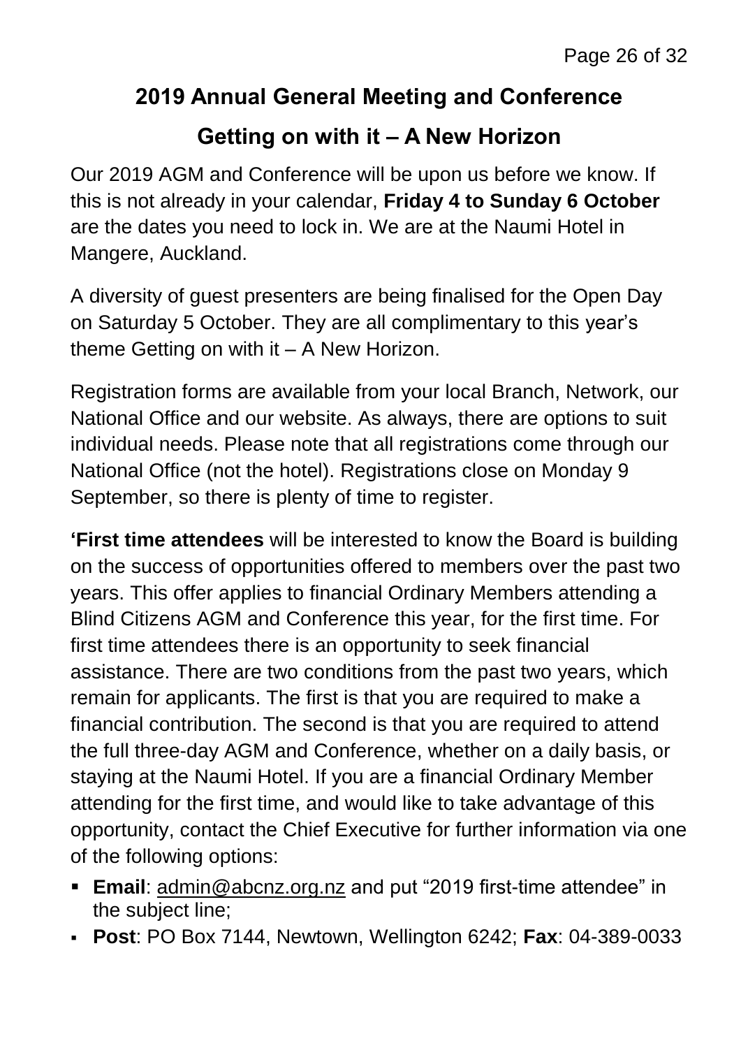## 2019 Annual General Meeting and Conference

## Getting on with it – A New Horizon

Our 2019 AGM and Conference will be upon us before we know. If this is not already in your calendar, **Friday 4 to Sunday 6 October** are the dates you need to lock in. We are at the Naumi Hotel in Mangere, Auckland.

A diversity of guest presenters are being finalised for the Open Day on Saturday 5 October. They are all complimentary to this year's theme Getting on with it – A New Horizon.

Registration forms are available from your local Branch, Network, our National Office and our website. As always, there are options to suit individual needs. Please note that all registrations come through our National Office (not the hotel). Registrations close on Monday 9 September, so there is plenty of time to register.

**'First time attendees** will be interested to know the Board is building on the success of opportunities offered to members over the past two years. This offer applies to financial Ordinary Members attending a Blind Citizens AGM and Conference this year, for the first time. For first time attendees there is an opportunity to seek financial assistance. There are two conditions from the past two years, which remain for applicants. The first is that you are required to make a financial contribution. The second is that you are required to attend the full three-day AGM and Conference, whether on a daily basis, or staying at the Naumi Hotel. If you are a financial Ordinary Member attending for the first time, and would like to take advantage of this opportunity, contact the Chief Executive for further information via one of the following options:

- **Email**: admin@abcnz.org.nz and put "2019 first-time attendee" in the subject line;
- **Post**: PO Box 7144, Newtown, Wellington 6242; **Fax**: 04-389-0033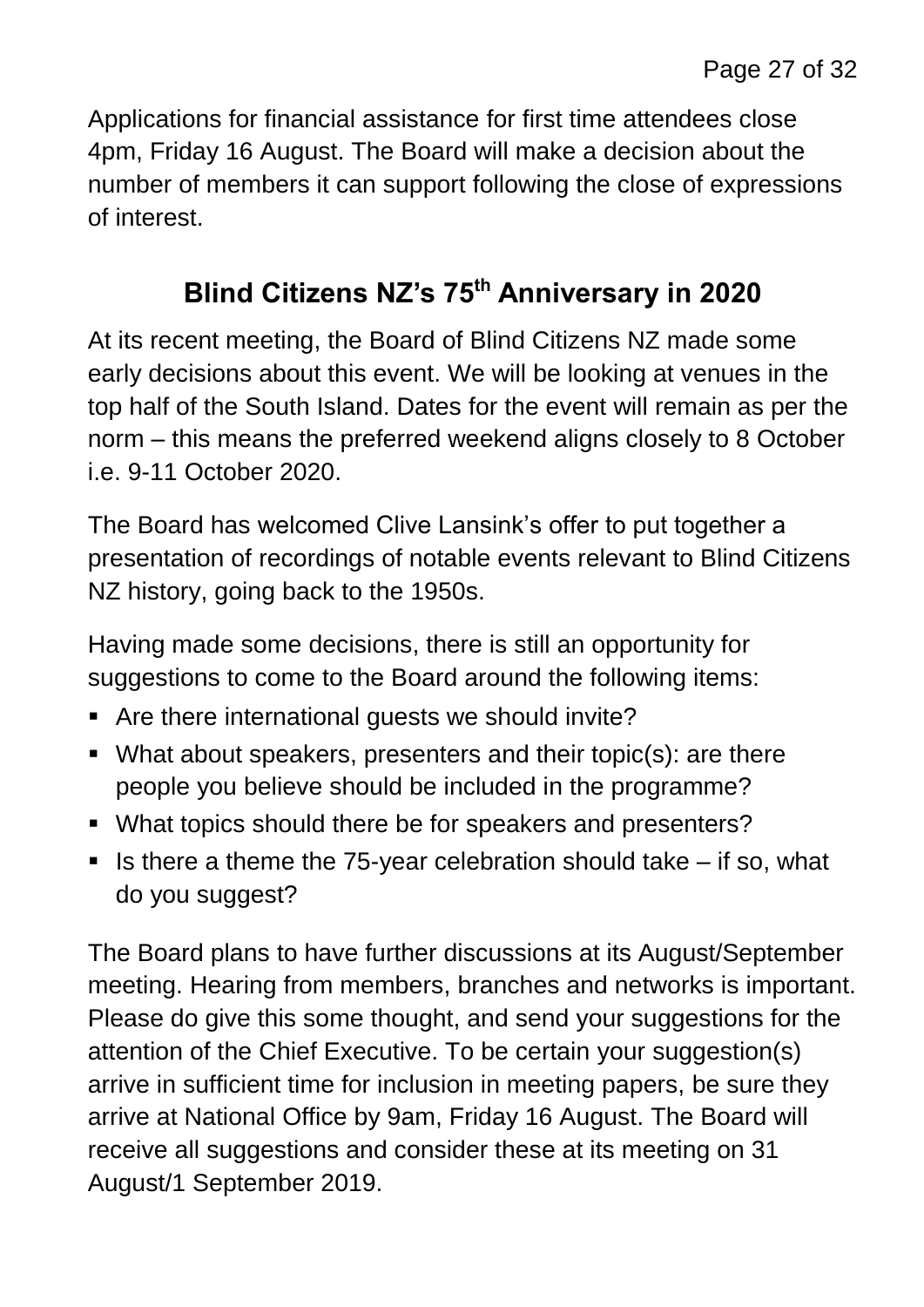Applications for financial assistance for first time attendees close 4pm, Friday 16 August. The Board will make a decision about the number of members it can support following the close of expressions of interest.

## Blind Citizens NZ's 75th Anniversary in 2020

At its recent meeting, the Board of Blind Citizens NZ made some early decisions about this event. We will be looking at venues in the top half of the South Island. Dates for the event will remain as per the norm – this means the preferred weekend aligns closely to 8 October i.e. 9-11 October 2020.

The Board has welcomed Clive Lansink's offer to put together a presentation of recordings of notable events relevant to Blind Citizens NZ history, going back to the 1950s.

Having made some decisions, there is still an opportunity for suggestions to come to the Board around the following items:

- Are there international guests we should invite?
- What about speakers, presenters and their topic(s): are there people you believe should be included in the programme?
- What topics should there be for speakers and presenters?
- Is there a theme the 75-year celebration should take – if so, what do you suggest?

The Board plans to have further discussions at its August/September meeting. Hearing from members, branches and networks is important. Please do give this some thought, and send your suggestions for the attention of the Chief Executive. To be certain your suggestion(s) arrive in sufficient time for inclusion in meeting papers, be sure they arrive at National Office by 9am, Friday 16 August. The Board will receive all suggestions and consider these at its meeting on 31 August/1 September 2019.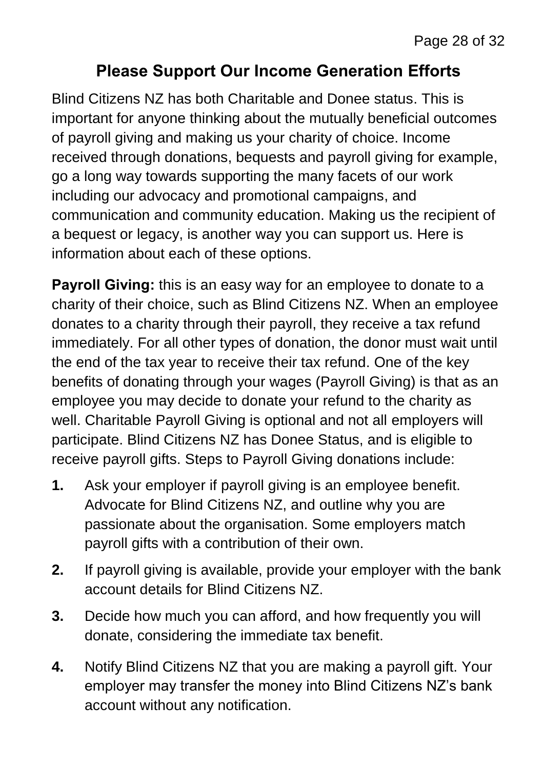## Please Support Our Income Generation Efforts

Blind Citizens NZ has both Charitable and Donee status. This is important for anyone thinking about the mutually beneficial outcomes of payroll giving and making us your charity of choice. Income received through donations, bequests and payroll giving for example, go a long way towards supporting the many facets of our work including our advocacy and promotional campaigns, and communication and community education. Making us the recipient of a bequest or legacy, is another way you can support us. Here is information about each of these options.

**Payroll Giving:** this is an easy way for an employee to donate to a charity of their choice, such as Blind Citizens NZ. When an employee donates to a charity through their payroll, they receive a tax refund immediately. For all other types of donation, the donor must wait until the end of the tax year to receive their tax refund. One of the key benefits of donating through your wages (Payroll Giving) is that as an employee you may decide to donate your refund to the charity as well. Charitable Payroll Giving is optional and not all employers will participate. Blind Citizens NZ has Donee Status, and is eligible to receive payroll gifts. Steps to Payroll Giving donations include:

1. Ask your employer if payroll giving is an employee benefit. Advocate for Blind Citizens NZ, and outline why you are passionate about the organisation. Some employers match payroll gifts with a contribution of their own.
2. If payroll giving is available, provide your employer with the bank account details for Blind Citizens NZ.
3. Decide how much you can afford, and how frequently you will donate, considering the immediate tax benefit.
4. Notify Blind Citizens NZ that you are making a payroll gift. Your employer may transfer the money into Blind Citizens NZ's bank account without any notification.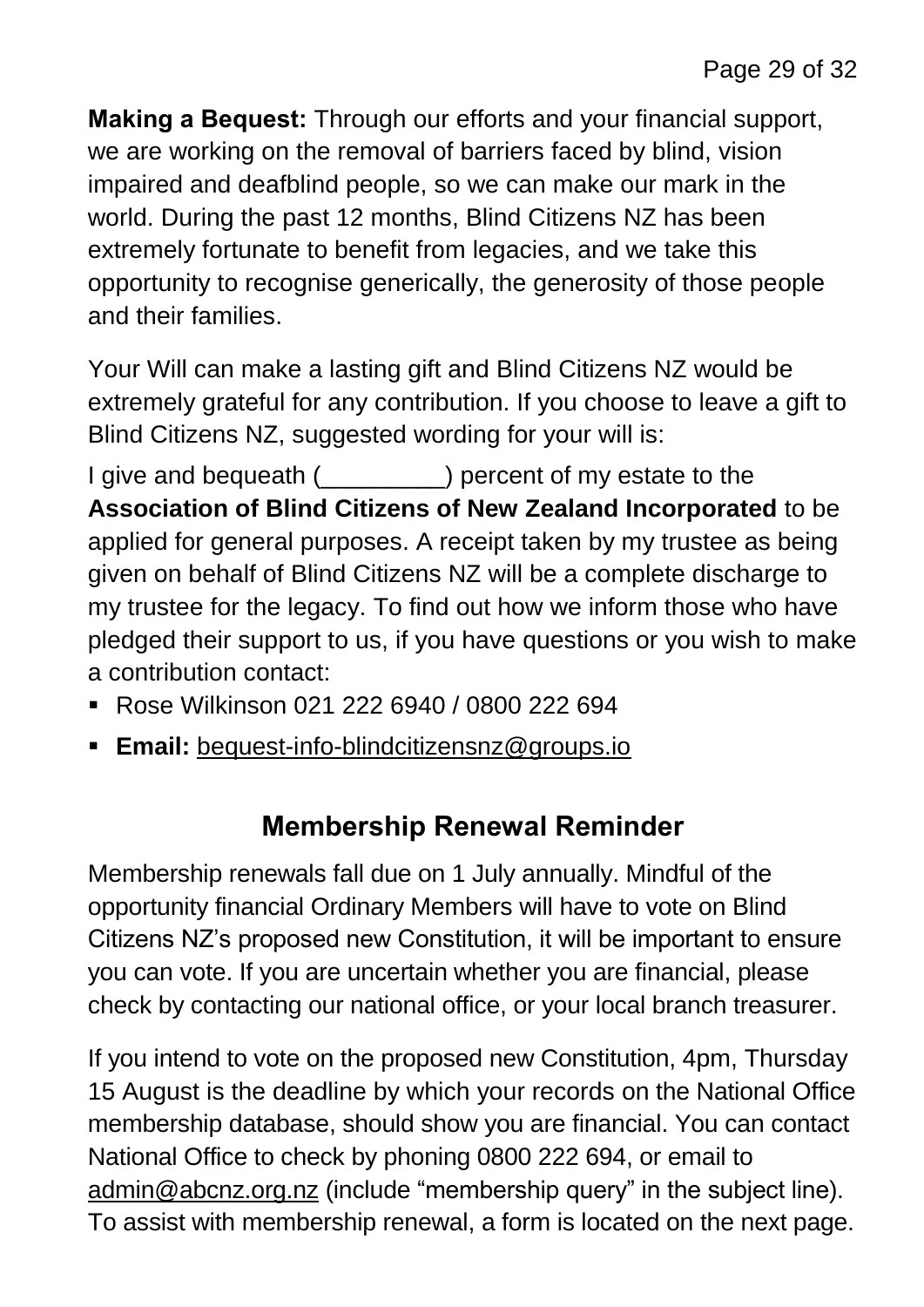**Making a Bequest:** Through our efforts and your financial support, we are working on the removal of barriers faced by blind, vision impaired and deafblind people, so we can make our mark in the world. During the past 12 months, Blind Citizens NZ has been extremely fortunate to benefit from legacies, and we take this opportunity to recognise generically, the generosity of those people and their families.

Your Will can make a lasting gift and Blind Citizens NZ would be extremely grateful for any contribution. If you choose to leave a gift to Blind Citizens NZ, suggested wording for your will is:

I give and bequeath (_________) percent of my estate to the **Association of Blind Citizens of New Zealand Incorporated** to be applied for general purposes. A receipt taken by my trustee as being given on behalf of Blind Citizens NZ will be a complete discharge to my trustee for the legacy. To find out how we inform those who have pledged their support to us, if you have questions or you wish to make a contribution contact:

- Rose Wilkinson 021 222 6940 / 0800 222 694
- **Email:** bequest-info-blindcitizensnz@groups.io

## Membership Renewal Reminder

Membership renewals fall due on 1 July annually. Mindful of the opportunity financial Ordinary Members will have to vote on Blind Citizens NZ's proposed new Constitution, it will be important to ensure you can vote. If you are uncertain whether you are financial, please check by contacting our national office, or your local branch treasurer.

If you intend to vote on the proposed new Constitution, 4pm, Thursday 15 August is the deadline by which your records on the National Office membership database, should show you are financial. You can contact National Office to check by phoning 0800 222 694, or email to admin@abcnz.org.nz (include "membership query" in the subject line). To assist with membership renewal, a form is located on the next page.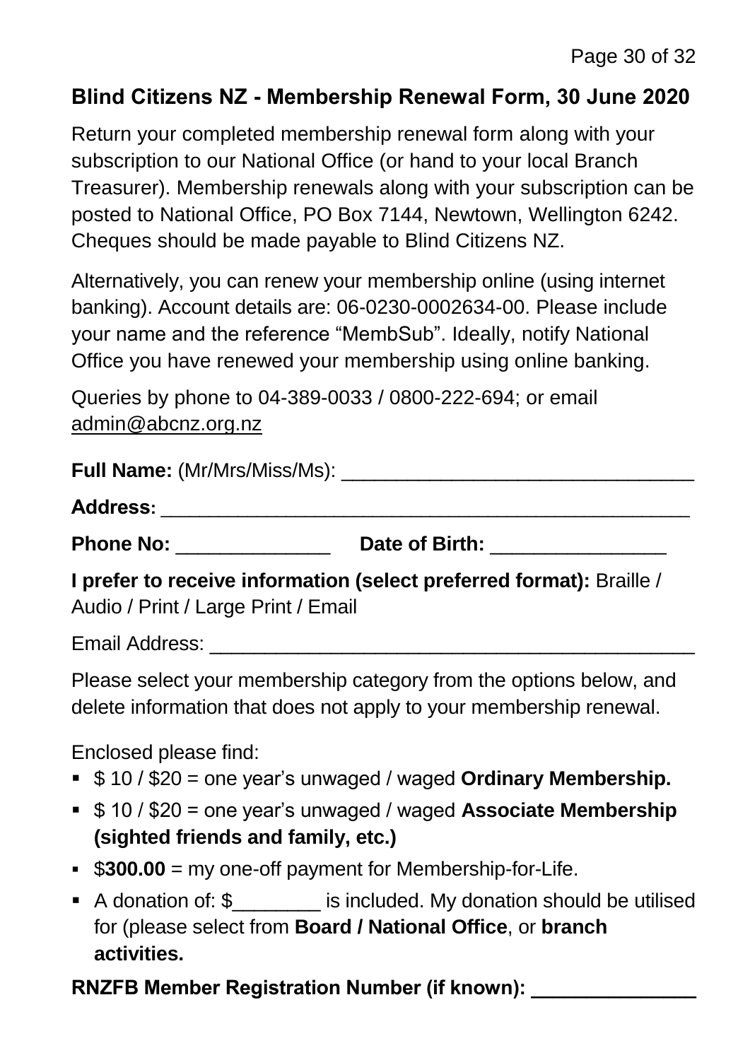## Blind Citizens NZ - Membership Renewal Form, 30 June 2020

Return your completed membership renewal form along with your subscription to our National Office (or hand to your local Branch Treasurer). Membership renewals along with your subscription can be posted to National Office, PO Box 7144, Newtown, Wellington 6242. Cheques should be made payable to Blind Citizens NZ.

Alternatively, you can renew your membership online (using internet banking). Account details are: 06-0230-0002634-00. Please include your name and the reference "MembSub". Ideally, notify National Office you have renewed your membership using online banking.

Queries by phone to 04-389-0033 / 0800-222-694; or email admin@abcnz.org.nz

**Full Name:** (Mr/Mrs/Miss/Ms): ________________________________

**Address:** ________________________________________________

**Phone No:** ______________ **Date of Birth:** ________________

**I prefer to receive information (select preferred format):** Braille / Audio / Print / Large Print / Email

Email Address: ____________________________________________

Please select your membership category from the options below, and delete information that does not apply to your membership renewal.

Enclosed please find:

- $ 10 / $20 = one year's unwaged / waged **Ordinary Membership.**
- $ 10 / $20 = one year's unwaged / waged **Associate Membership (sighted friends and family, etc.)**
- $**300.00** = my one-off payment for Membership-for-Life.
- A donation of: $________ is included. My donation should be utilised for (please select from **Board / National Office**, or **branch activities.**

**RNZFB Member Registration Number (if known): _______________**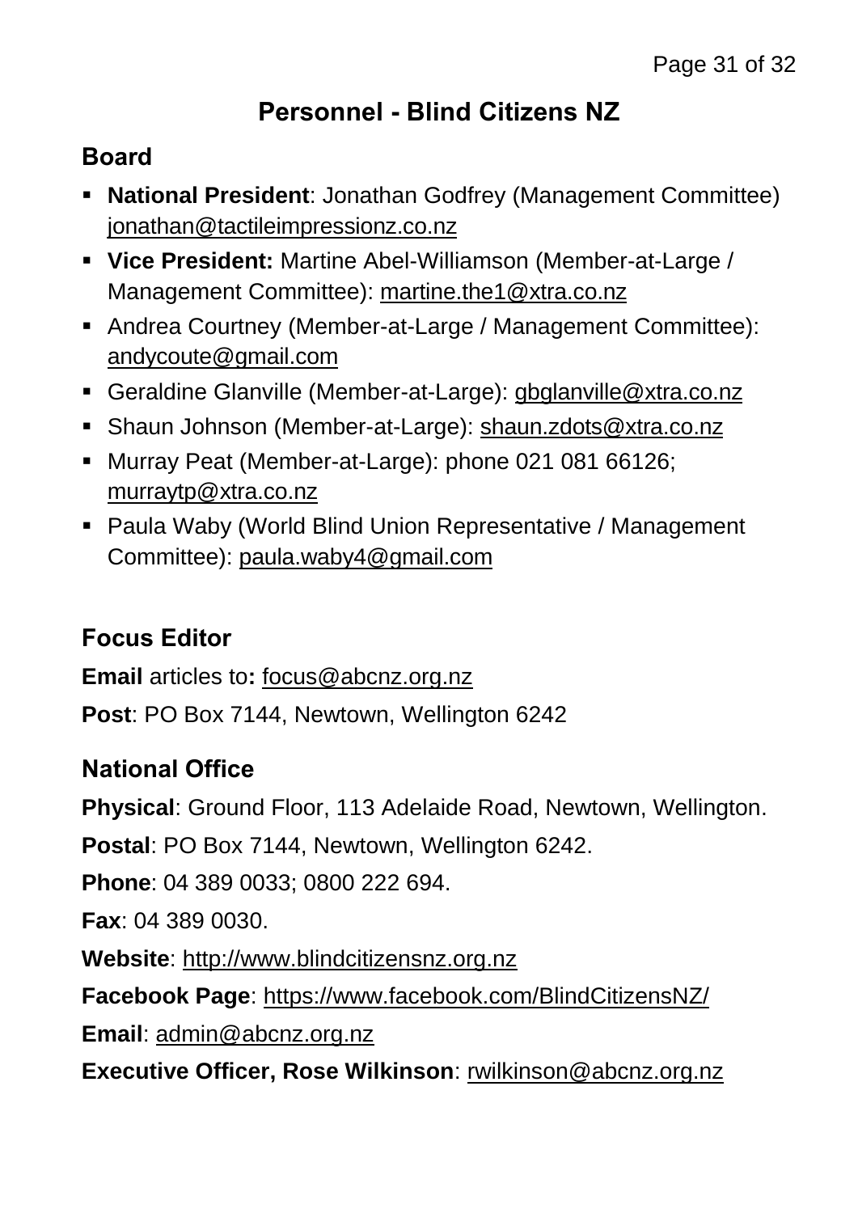# Personnel - Blind Citizens NZ

## Board

- **National President**: Jonathan Godfrey (Management Committee) jonathan@tactileimpressionz.co.nz
- **Vice President:** Martine Abel-Williamson (Member-at-Large / Management Committee): martine.the1@xtra.co.nz
- Andrea Courtney (Member-at-Large / Management Committee): andycoute@gmail.com
- Geraldine Glanville (Member-at-Large): gbglanville@xtra.co.nz
- Shaun Johnson (Member-at-Large): shaun.zdots@xtra.co.nz
- Murray Peat (Member-at-Large): phone 021 081 66126; murraytp@xtra.co.nz
- Paula Waby (World Blind Union Representative / Management Committee): paula.waby4@gmail.com

## Focus Editor

**Email** articles to**:** focus@abcnz.org.nz

**Post**: PO Box 7144, Newtown, Wellington 6242

## National Office

**Physical**: Ground Floor, 113 Adelaide Road, Newtown, Wellington.

**Postal**: PO Box 7144, Newtown, Wellington 6242.

**Phone**: 04 389 0033; 0800 222 694.

**Fax**: 04 389 0030.

**Website**: http://www.blindcitizensnz.org.nz

**Facebook Page**: https://www.facebook.com/BlindCitizensNZ/

**Email**: admin@abcnz.org.nz

**Executive Officer, Rose Wilkinson**: rwilkinson@abcnz.org.nz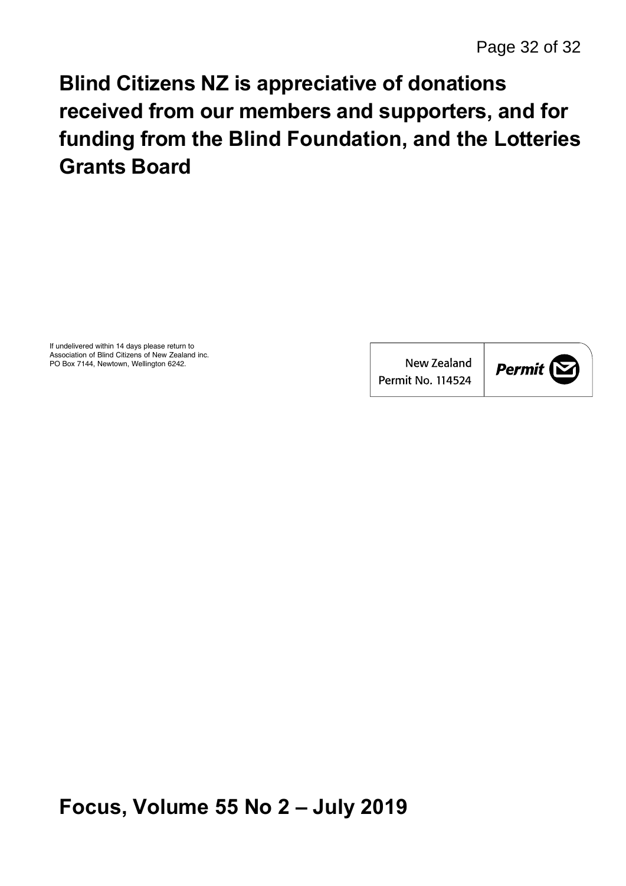**Blind Citizens NZ is appreciative of donations received from our members and supporters, and for funding from the Blind Foundation, and the Lotteries Grants Board**

If undelivered within 14 days please return to
Association of Blind Citizens of New Zealand inc.
PO Box 7144, Newtown, Wellington 6242.

New Zealand
Permit No. 114524

Permit

**Focus, Volume 55 No 2 – July 2019**